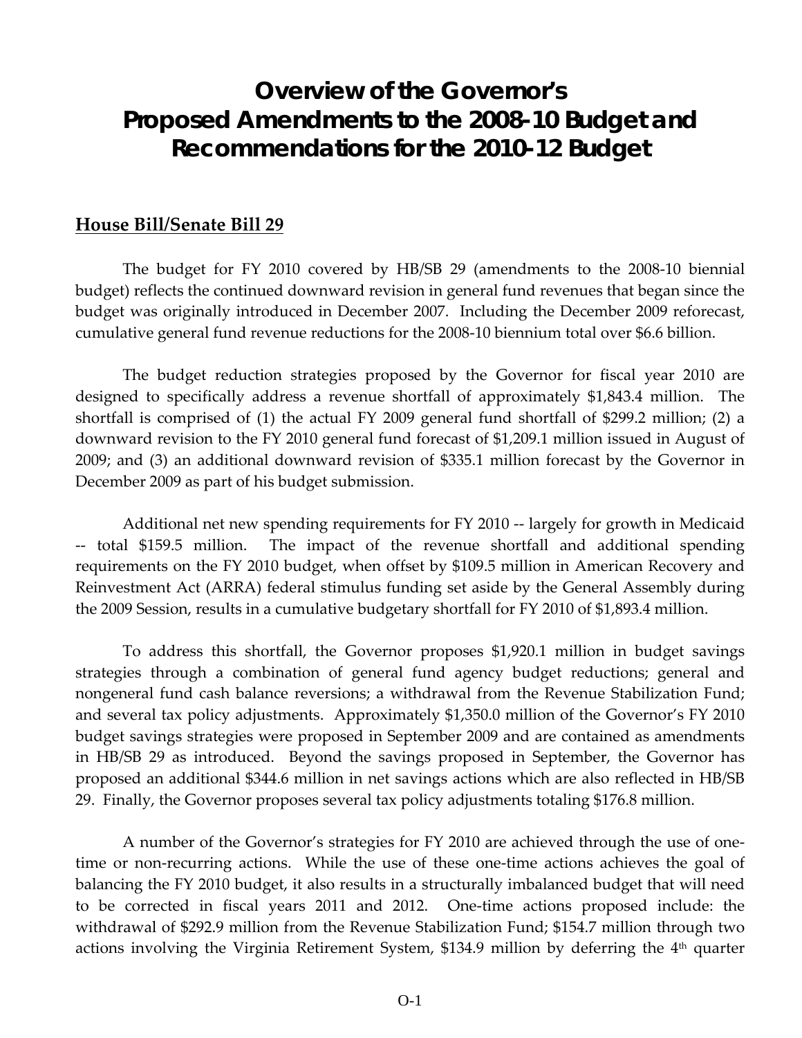# Overview of the Governor's Proposed Amendments to the 2008-10 Budget and Recommendations for the 2010-12 Budget

## House Bill/Senate Bill 29

The budget for FY 2010 covered by HB/SB 29 (amendments to the 2008-10 biennial budget) reflects the continued downward revision in general fund revenues that began since the budget was originally introduced in December 2007. Including the December 2009 reforecast, cumulative general fund revenue reductions for the 2008-10 biennium total over $6.6 billion.

The budget reduction strategies proposed by the Governor for fiscal year 2010 are designed to specifically address a revenue shortfall of approximately $1,843.4 million. The shortfall is comprised of (1) the actual FY 2009 general fund shortfall of $299.2 million; (2) a downward revision to the FY 2010 general fund forecast of $1,209.1 million issued in August of 2009; and (3) an additional downward revision of $335.1 million forecast by the Governor in December 2009 as part of his budget submission.

Additional net new spending requirements for FY 2010 -- largely for growth in Medicaid -- total $159.5 million. The impact of the revenue shortfall and additional spending requirements on the FY 2010 budget, when offset by $109.5 million in American Recovery and Reinvestment Act (ARRA) federal stimulus funding set aside by the General Assembly during the 2009 Session, results in a cumulative budgetary shortfall for FY 2010 of $1,893.4 million.

To address this shortfall, the Governor proposes $1,920.1 million in budget savings strategies through a combination of general fund agency budget reductions; general and nongeneral fund cash balance reversions; a withdrawal from the Revenue Stabilization Fund; and several tax policy adjustments. Approximately $1,350.0 million of the Governor's FY 2010 budget savings strategies were proposed in September 2009 and are contained as amendments in HB/SB 29 as introduced. Beyond the savings proposed in September, the Governor has proposed an additional $344.6 million in net savings actions which are also reflected in HB/SB 29. Finally, the Governor proposes several tax policy adjustments totaling $176.8 million.

A number of the Governor's strategies for FY 2010 are achieved through the use of one-time or non-recurring actions. While the use of these one-time actions achieves the goal of balancing the FY 2010 budget, it also results in a structurally imbalanced budget that will need to be corrected in fiscal years 2011 and 2012. One-time actions proposed include: the withdrawal of $292.9 million from the Revenue Stabilization Fund; $154.7 million through two actions involving the Virginia Retirement System, $134.9 million by deferring the 4th quarter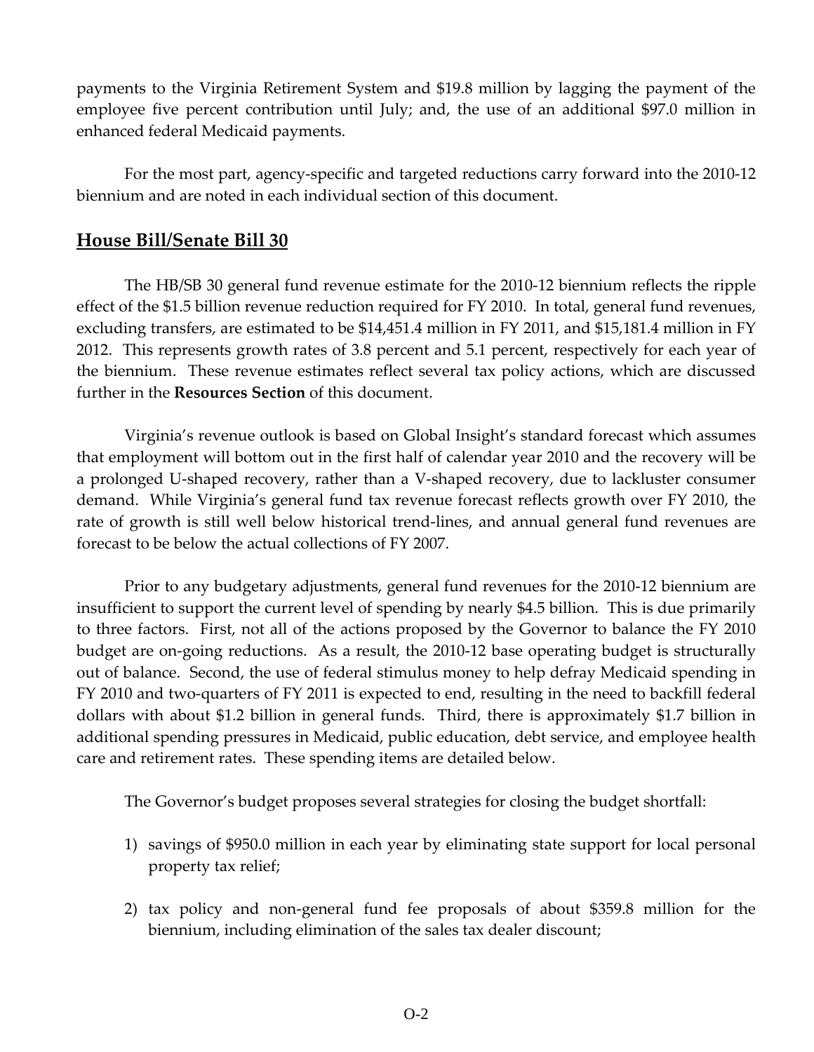payments to the Virginia Retirement System and $19.8 million by lagging the payment of the employee five percent contribution until July; and, the use of an additional $97.0 million in enhanced federal Medicaid payments.

For the most part, agency-specific and targeted reductions carry forward into the 2010-12 biennium and are noted in each individual section of this document.

## House Bill/Senate Bill 30

The HB/SB 30 general fund revenue estimate for the 2010-12 biennium reflects the ripple effect of the $1.5 billion revenue reduction required for FY 2010. In total, general fund revenues, excluding transfers, are estimated to be $14,451.4 million in FY 2011, and $15,181.4 million in FY 2012. This represents growth rates of 3.8 percent and 5.1 percent, respectively for each year of the biennium. These revenue estimates reflect several tax policy actions, which are discussed further in the **Resources Section** of this document.

Virginia's revenue outlook is based on Global Insight's standard forecast which assumes that employment will bottom out in the first half of calendar year 2010 and the recovery will be a prolonged U-shaped recovery, rather than a V-shaped recovery, due to lackluster consumer demand. While Virginia's general fund tax revenue forecast reflects growth over FY 2010, the rate of growth is still well below historical trend-lines, and annual general fund revenues are forecast to be below the actual collections of FY 2007.

Prior to any budgetary adjustments, general fund revenues for the 2010-12 biennium are insufficient to support the current level of spending by nearly $4.5 billion. This is due primarily to three factors. First, not all of the actions proposed by the Governor to balance the FY 2010 budget are on-going reductions. As a result, the 2010-12 base operating budget is structurally out of balance. Second, the use of federal stimulus money to help defray Medicaid spending in FY 2010 and two-quarters of FY 2011 is expected to end, resulting in the need to backfill federal dollars with about $1.2 billion in general funds. Third, there is approximately $1.7 billion in additional spending pressures in Medicaid, public education, debt service, and employee health care and retirement rates. These spending items are detailed below.

The Governor's budget proposes several strategies for closing the budget shortfall:

1) savings of $950.0 million in each year by eliminating state support for local personal property tax relief;

2) tax policy and non-general fund fee proposals of about $359.8 million for the biennium, including elimination of the sales tax dealer discount;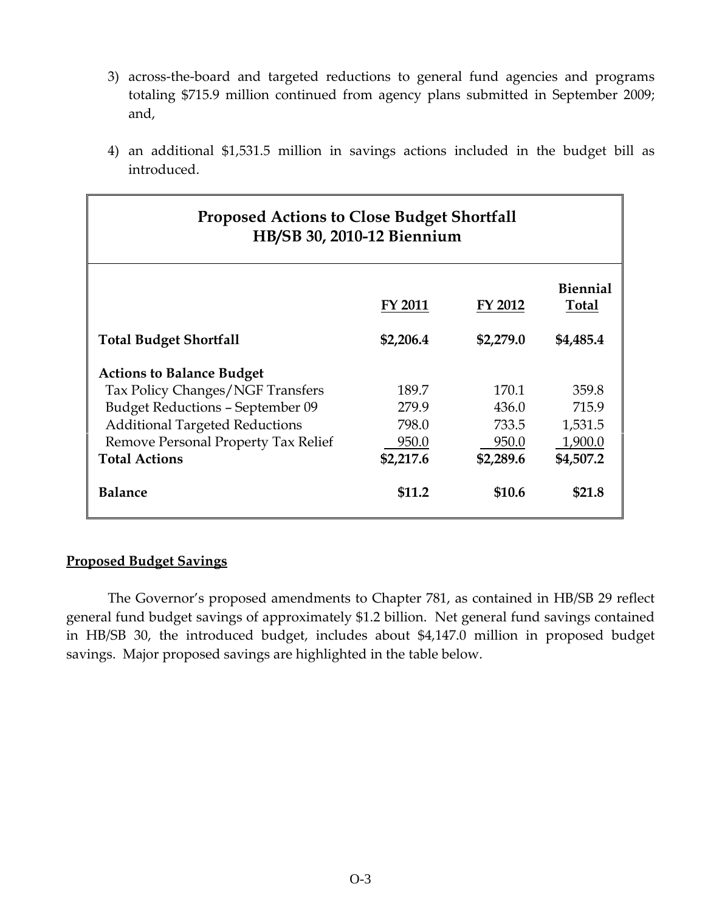3) across-the-board and targeted reductions to general fund agencies and programs totaling $715.9 million continued from agency plans submitted in September 2009; and,

4) an additional $1,531.5 million in savings actions included in the budget bill as introduced.

| Proposed Actions to Close Budget Shortfall HB/SB 30, 2010-12 Biennium | | | |
|---|---|---|---|
| | FY 2011 | FY 2012 | Biennial Total |
| **Total Budget Shortfall** | **$2,206.4** | **$2,279.0** | **$4,485.4** |
| **Actions to Balance Budget** | | | |
| Tax Policy Changes/NGF Transfers | 189.7 | 170.1 | 359.8 |
| Budget Reductions – September 09 | 279.9 | 436.0 | 715.9 |
| Additional Targeted Reductions | 798.0 | 733.5 | 1,531.5 |
| Remove Personal Property Tax Relief | 950.0 | 950.0 | 1,900.0 |
| **Total Actions** | **$2,217.6** | **$2,289.6** | **$4,507.2** |
| **Balance** | **$11.2** | **$10.6** | **$21.8** |

**Proposed Budget Savings**

The Governor's proposed amendments to Chapter 781, as contained in HB/SB 29 reflect general fund budget savings of approximately $1.2 billion. Net general fund savings contained in HB/SB 30, the introduced budget, includes about $4,147.0 million in proposed budget savings. Major proposed savings are highlighted in the table below.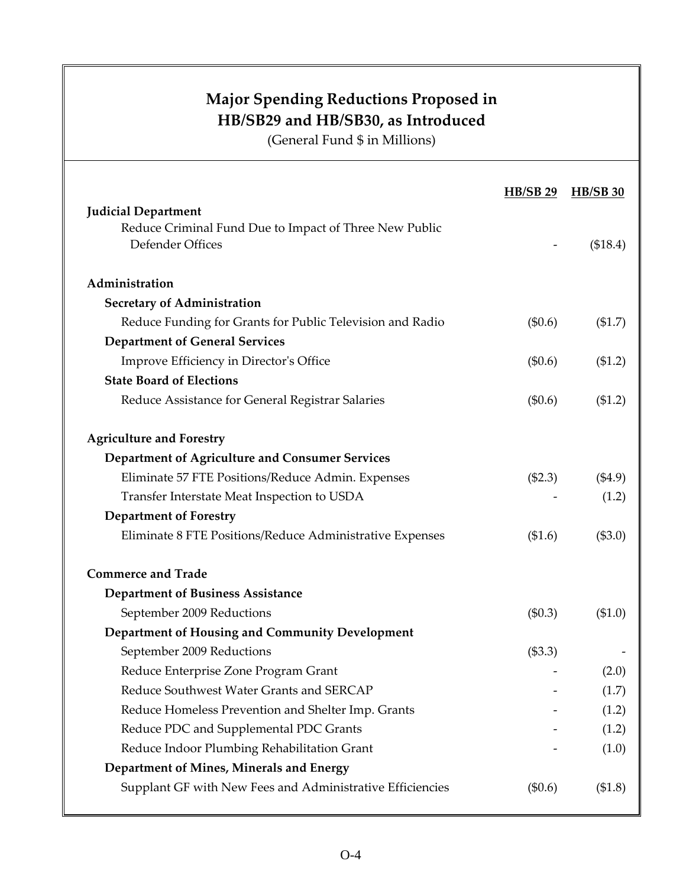## Major Spending Reductions Proposed in HB/SB29 and HB/SB30, as Introduced

(General Fund $ in Millions)

| | HB/SB 29 | HB/SB 30 |
|---|---|---|
| **Judicial Department** | | |
| Reduce Criminal Fund Due to Impact of Three New Public Defender Offices | - | ($18.4) |
| **Administration** | | |
| **Secretary of Administration** | | |
| Reduce Funding for Grants for Public Television and Radio | ($0.6) | ($1.7) |
| **Department of General Services** | | |
| Improve Efficiency in Director's Office | ($0.6) | ($1.2) |
| **State Board of Elections** | | |
| Reduce Assistance for General Registrar Salaries | ($0.6) | ($1.2) |
| **Agriculture and Forestry** | | |
| **Department of Agriculture and Consumer Services** | | |
| Eliminate 57 FTE Positions/Reduce Admin. Expenses | ($2.3) | ($4.9) |
| Transfer Interstate Meat Inspection to USDA | - | (1.2) |
| **Department of Forestry** | | |
| Eliminate 8 FTE Positions/Reduce Administrative Expenses | ($1.6) | ($3.0) |
| **Commerce and Trade** | | |
| **Department of Business Assistance** | | |
| September 2009 Reductions | ($0.3) | ($1.0) |
| **Department of Housing and Community Development** | | |
| September 2009 Reductions | ($3.3) | - |
| Reduce Enterprise Zone Program Grant | - | (2.0) |
| Reduce Southwest Water Grants and SERCAP | - | (1.7) |
| Reduce Homeless Prevention and Shelter Imp. Grants | - | (1.2) |
| Reduce PDC and Supplemental PDC Grants | - | (1.2) |
| Reduce Indoor Plumbing Rehabilitation Grant | - | (1.0) |
| **Department of Mines, Minerals and Energy** | | |
| Supplant GF with New Fees and Administrative Efficiencies | ($0.6) | ($1.8) |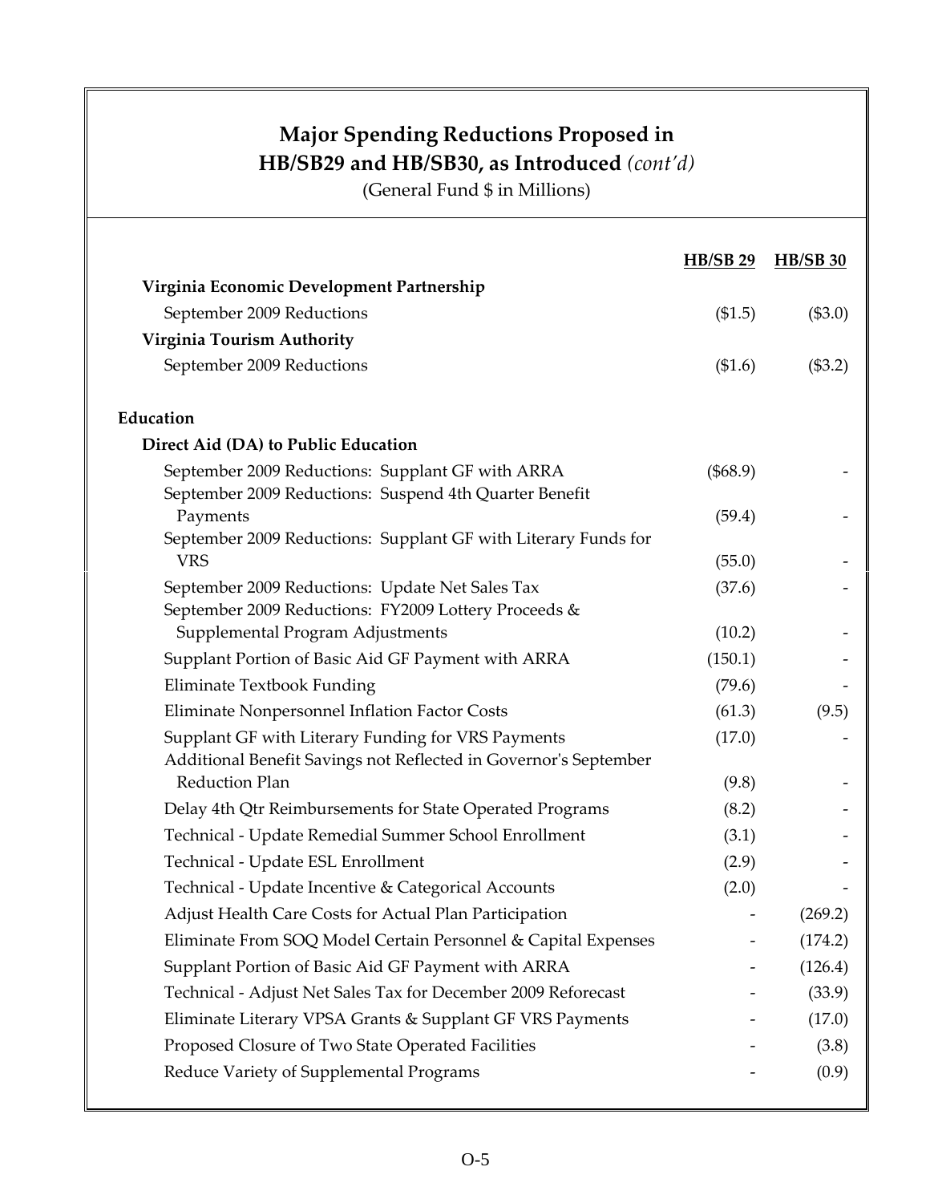## Major Spending Reductions Proposed in HB/SB29 and HB/SB30, as Introduced *(cont'd)*

(General Fund $ in Millions)

| | HB/SB 29 | HB/SB 30 |
|---|---|---|
| **Virginia Economic Development Partnership** | | |
| September 2009 Reductions | ($1.5) | ($3.0) |
| **Virginia Tourism Authority** | | |
| September 2009 Reductions | ($1.6) | ($3.2) |
| **Education** | | |
| **Direct Aid (DA) to Public Education** | | |
| September 2009 Reductions: Supplant GF with ARRA | ($68.9) | - |
| September 2009 Reductions: Suspend 4th Quarter Benefit Payments | (59.4) | - |
| September 2009 Reductions: Supplant GF with Literary Funds for VRS | (55.0) | - |
| September 2009 Reductions: Update Net Sales Tax | (37.6) | - |
| September 2009 Reductions: FY2009 Lottery Proceeds & Supplemental Program Adjustments | (10.2) | - |
| Supplant Portion of Basic Aid GF Payment with ARRA | (150.1) | - |
| Eliminate Textbook Funding | (79.6) | - |
| Eliminate Nonpersonnel Inflation Factor Costs | (61.3) | (9.5) |
| Supplant GF with Literary Funding for VRS Payments | (17.0) | - |
| Additional Benefit Savings not Reflected in Governor's September Reduction Plan | (9.8) | - |
| Delay 4th Qtr Reimbursements for State Operated Programs | (8.2) | - |
| Technical - Update Remedial Summer School Enrollment | (3.1) | - |
| Technical - Update ESL Enrollment | (2.9) | - |
| Technical - Update Incentive & Categorical Accounts | (2.0) | - |
| Adjust Health Care Costs for Actual Plan Participation | - | (269.2) |
| Eliminate From SOQ Model Certain Personnel & Capital Expenses | - | (174.2) |
| Supplant Portion of Basic Aid GF Payment with ARRA | - | (126.4) |
| Technical - Adjust Net Sales Tax for December 2009 Reforecast | - | (33.9) |
| Eliminate Literary VPSA Grants & Supplant GF VRS Payments | - | (17.0) |
| Proposed Closure of Two State Operated Facilities | - | (3.8) |
| Reduce Variety of Supplemental Programs | - | (0.9) |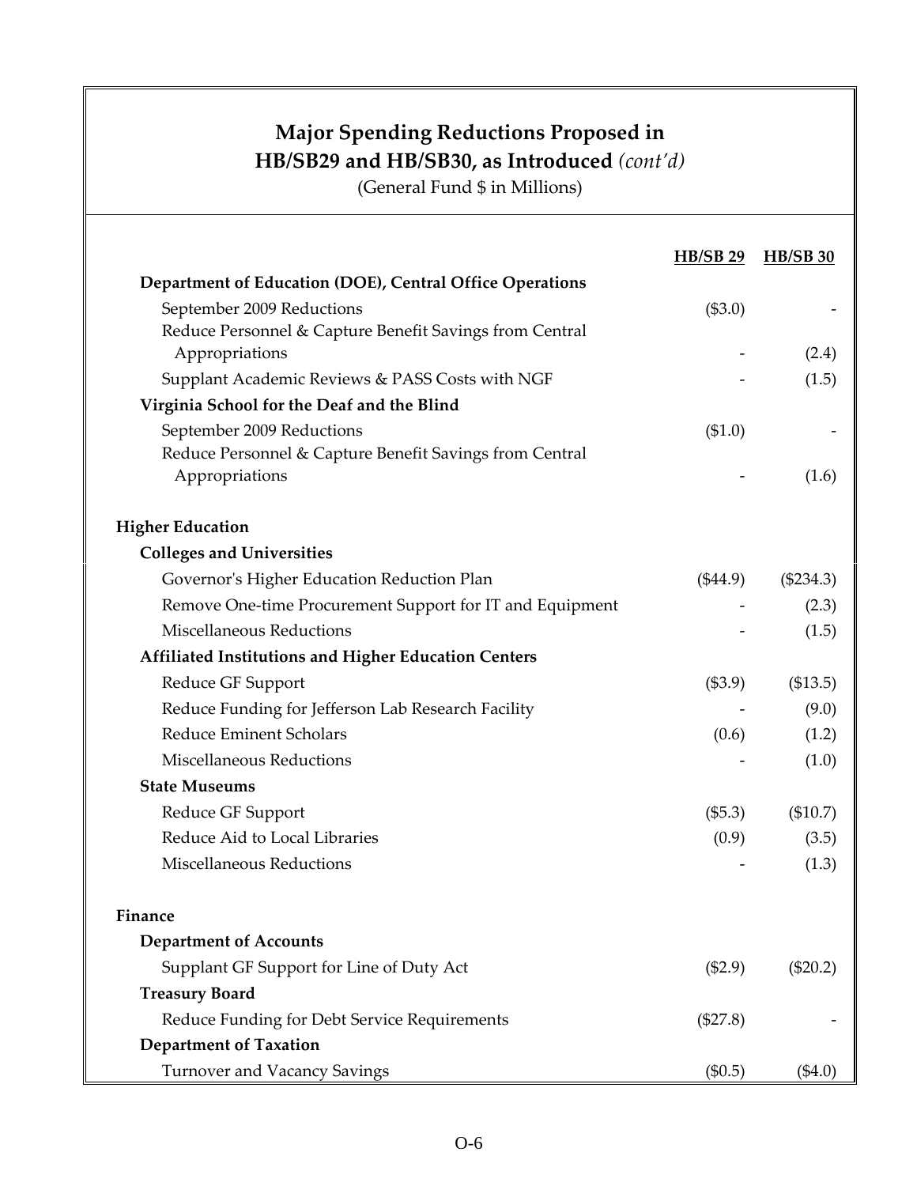# Major Spending Reductions Proposed in HB/SB29 and HB/SB30, as Introduced *(cont'd)*

(General Fund $ in Millions)

| | HB/SB 29 | HB/SB 30 |
|---|---|---|
| **Department of Education (DOE), Central Office Operations** | | |
| September 2009 Reductions | ($3.0) | - |
| Reduce Personnel & Capture Benefit Savings from Central Appropriations | - | (2.4) |
| Supplant Academic Reviews & PASS Costs with NGF | - | (1.5) |
| **Virginia School for the Deaf and the Blind** | | |
| September 2009 Reductions | ($1.0) | - |
| Reduce Personnel & Capture Benefit Savings from Central Appropriations | - | (1.6) |
| **Higher Education** | | |
| **Colleges and Universities** | | |
| Governor's Higher Education Reduction Plan | ($44.9) | ($234.3) |
| Remove One-time Procurement Support for IT and Equipment | - | (2.3) |
| Miscellaneous Reductions | - | (1.5) |
| **Affiliated Institutions and Higher Education Centers** | | |
| Reduce GF Support | ($3.9) | ($13.5) |
| Reduce Funding for Jefferson Lab Research Facility | - | (9.0) |
| Reduce Eminent Scholars | (0.6) | (1.2) |
| Miscellaneous Reductions | - | (1.0) |
| **State Museums** | | |
| Reduce GF Support | ($5.3) | ($10.7) |
| Reduce Aid to Local Libraries | (0.9) | (3.5) |
| Miscellaneous Reductions | - | (1.3) |
| **Finance** | | |
| **Department of Accounts** | | |
| Supplant GF Support for Line of Duty Act | ($2.9) | ($20.2) |
| **Treasury Board** | | |
| Reduce Funding for Debt Service Requirements | ($27.8) | - |
| **Department of Taxation** | | |
| Turnover and Vacancy Savings | ($0.5) | ($4.0) |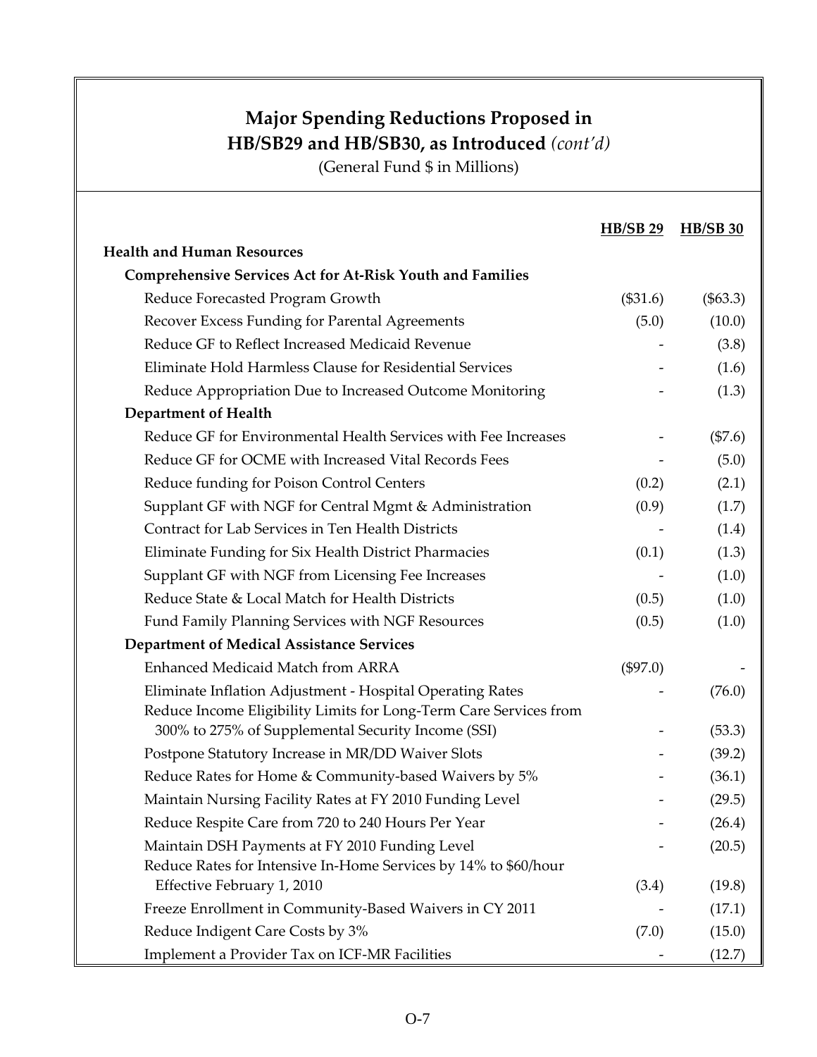## Major Spending Reductions Proposed in HB/SB29 and HB/SB30, as Introduced *(cont'd)*

(General Fund $ in Millions)

| | HB/SB 29 | HB/SB 30 |
|---|---|---|
| **Health and Human Resources** | | |
| **Comprehensive Services Act for At-Risk Youth and Families** | | |
| Reduce Forecasted Program Growth | ($31.6) | ($63.3) |
| Recover Excess Funding for Parental Agreements | (5.0) | (10.0) |
| Reduce GF to Reflect Increased Medicaid Revenue | - | (3.8) |
| Eliminate Hold Harmless Clause for Residential Services | - | (1.6) |
| Reduce Appropriation Due to Increased Outcome Monitoring | - | (1.3) |
| **Department of Health** | | |
| Reduce GF for Environmental Health Services with Fee Increases | - | ($7.6) |
| Reduce GF for OCME with Increased Vital Records Fees | - | (5.0) |
| Reduce funding for Poison Control Centers | (0.2) | (2.1) |
| Supplant GF with NGF for Central Mgmt & Administration | (0.9) | (1.7) |
| Contract for Lab Services in Ten Health Districts | - | (1.4) |
| Eliminate Funding for Six Health District Pharmacies | (0.1) | (1.3) |
| Supplant GF with NGF from Licensing Fee Increases | - | (1.0) |
| Reduce State & Local Match for Health Districts | (0.5) | (1.0) |
| Fund Family Planning Services with NGF Resources | (0.5) | (1.0) |
| **Department of Medical Assistance Services** | | |
| Enhanced Medicaid Match from ARRA | ($97.0) | - |
| Eliminate Inflation Adjustment - Hospital Operating Rates | - | (76.0) |
| Reduce Income Eligibility Limits for Long-Term Care Services from 300% to 275% of Supplemental Security Income (SSI) | - | (53.3) |
| Postpone Statutory Increase in MR/DD Waiver Slots | - | (39.2) |
| Reduce Rates for Home & Community-based Waivers by 5% | - | (36.1) |
| Maintain Nursing Facility Rates at FY 2010 Funding Level | - | (29.5) |
| Reduce Respite Care from 720 to 240 Hours Per Year | - | (26.4) |
| Maintain DSH Payments at FY 2010 Funding Level | - | (20.5) |
| Reduce Rates for Intensive In-Home Services by 14% to $60/hour Effective February 1, 2010 | (3.4) | (19.8) |
| Freeze Enrollment in Community-Based Waivers in CY 2011 | - | (17.1) |
| Reduce Indigent Care Costs by 3% | (7.0) | (15.0) |
| Implement a Provider Tax on ICF-MR Facilities | - | (12.7) |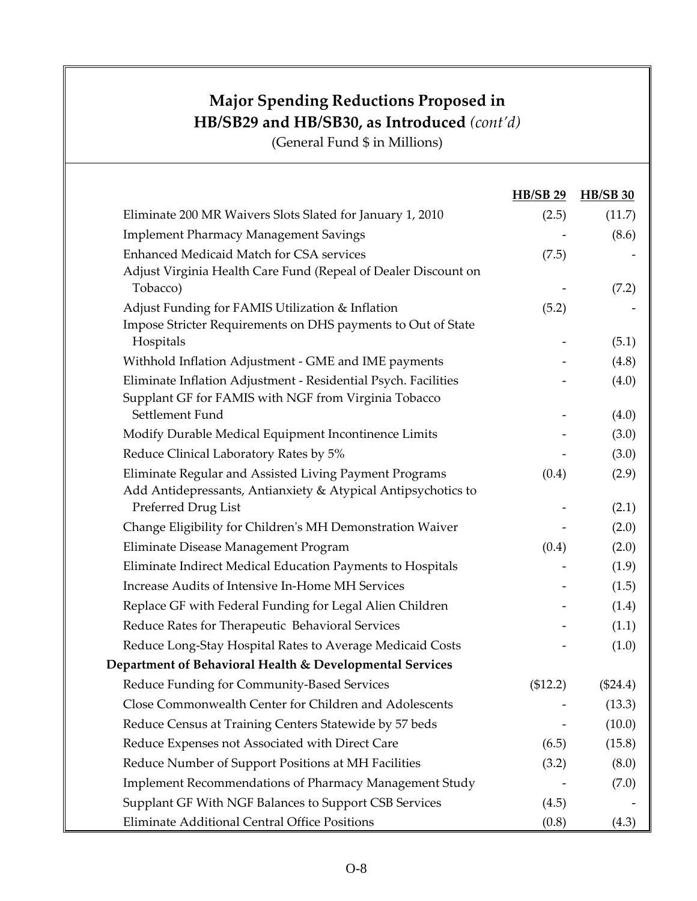## Major Spending Reductions Proposed in HB/SB29 and HB/SB30, as Introduced *(cont'd)*

(General Fund $ in Millions)

| | HB/SB 29 | HB/SB 30 |
|---|---|---|
| Eliminate 200 MR Waivers Slots Slated for January 1, 2010 | (2.5) | (11.7) |
| Implement Pharmacy Management Savings | - | (8.6) |
| Enhanced Medicaid Match for CSA services | (7.5) | - |
| Adjust Virginia Health Care Fund (Repeal of Dealer Discount on Tobacco) | - | (7.2) |
| Adjust Funding for FAMIS Utilization & Inflation | (5.2) | - |
| Impose Stricter Requirements on DHS payments to Out of State Hospitals | - | (5.1) |
| Withhold Inflation Adjustment - GME and IME payments | - | (4.8) |
| Eliminate Inflation Adjustment - Residential Psych. Facilities | - | (4.0) |
| Supplant GF for FAMIS with NGF from Virginia Tobacco Settlement Fund | - | (4.0) |
| Modify Durable Medical Equipment Incontinence Limits | - | (3.0) |
| Reduce Clinical Laboratory Rates by 5% | - | (3.0) |
| Eliminate Regular and Assisted Living Payment Programs | (0.4) | (2.9) |
| Add Antidepressants, Antianxiety & Atypical Antipsychotics to Preferred Drug List | - | (2.1) |
| Change Eligibility for Children's MH Demonstration Waiver | - | (2.0) |
| Eliminate Disease Management Program | (0.4) | (2.0) |
| Eliminate Indirect Medical Education Payments to Hospitals | - | (1.9) |
| Increase Audits of Intensive In-Home MH Services | - | (1.5) |
| Replace GF with Federal Funding for Legal Alien Children | - | (1.4) |
| Reduce Rates for Therapeutic Behavioral Services | - | (1.1) |
| Reduce Long-Stay Hospital Rates to Average Medicaid Costs | - | (1.0) |
| **Department of Behavioral Health & Developmental Services** | | |
| Reduce Funding for Community-Based Services | ($12.2) | ($24.4) |
| Close Commonwealth Center for Children and Adolescents | - | (13.3) |
| Reduce Census at Training Centers Statewide by 57 beds | - | (10.0) |
| Reduce Expenses not Associated with Direct Care | (6.5) | (15.8) |
| Reduce Number of Support Positions at MH Facilities | (3.2) | (8.0) |
| Implement Recommendations of Pharmacy Management Study | - | (7.0) |
| Supplant GF With NGF Balances to Support CSB Services | (4.5) | - |
| Eliminate Additional Central Office Positions | (0.8) | (4.3) |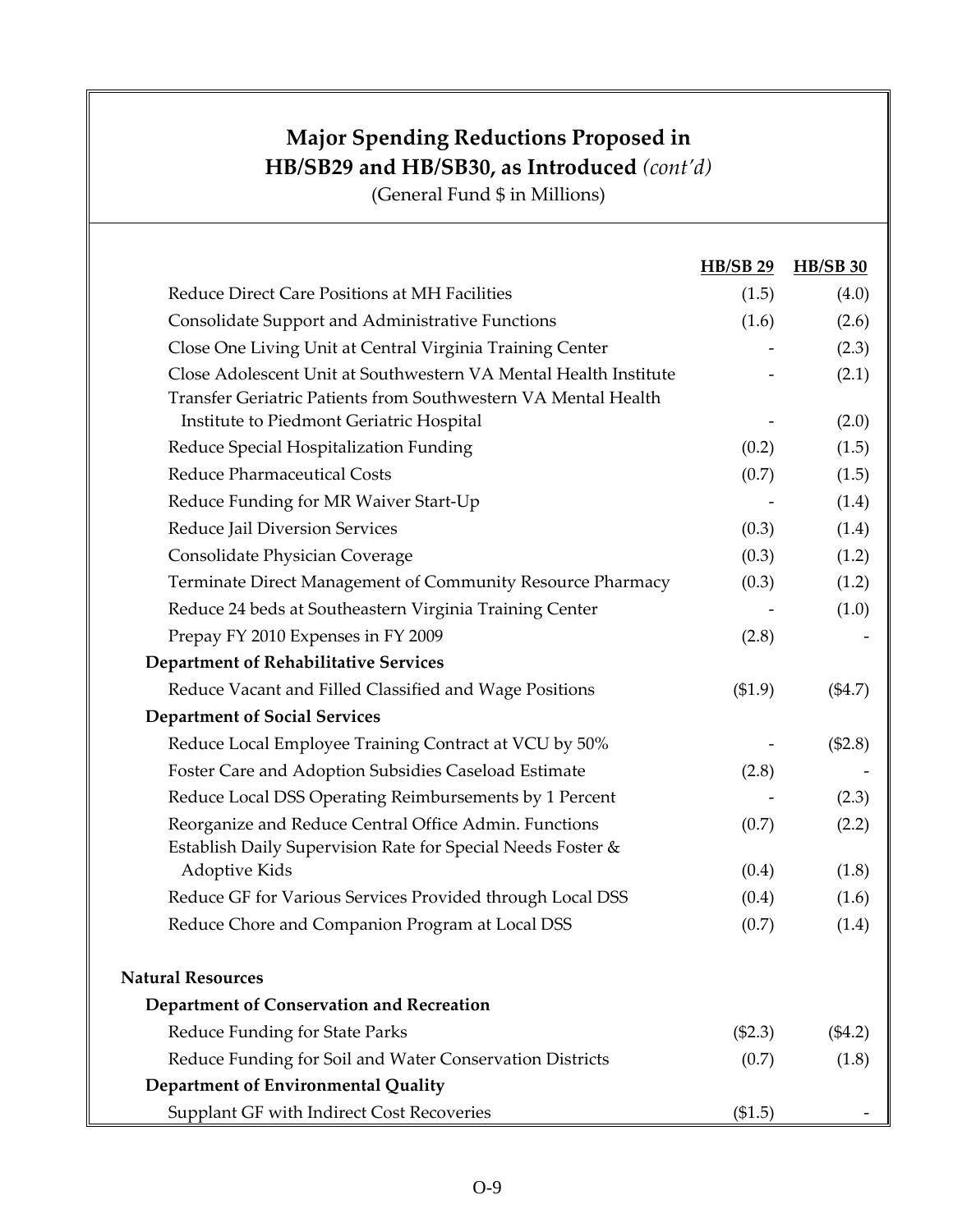## Major Spending Reductions Proposed in HB/SB29 and HB/SB30, as Introduced *(cont'd)*

(General Fund $ in Millions)

| | HB/SB 29 | HB/SB 30 |
|---|---|---|
| Reduce Direct Care Positions at MH Facilities | (1.5) | (4.0) |
| Consolidate Support and Administrative Functions | (1.6) | (2.6) |
| Close One Living Unit at Central Virginia Training Center | - | (2.3) |
| Close Adolescent Unit at Southwestern VA Mental Health Institute | - | (2.1) |
| Transfer Geriatric Patients from Southwestern VA Mental Health Institute to Piedmont Geriatric Hospital | - | (2.0) |
| Reduce Special Hospitalization Funding | (0.2) | (1.5) |
| Reduce Pharmaceutical Costs | (0.7) | (1.5) |
| Reduce Funding for MR Waiver Start-Up | - | (1.4) |
| Reduce Jail Diversion Services | (0.3) | (1.4) |
| Consolidate Physician Coverage | (0.3) | (1.2) |
| Terminate Direct Management of Community Resource Pharmacy | (0.3) | (1.2) |
| Reduce 24 beds at Southeastern Virginia Training Center | - | (1.0) |
| Prepay FY 2010 Expenses in FY 2009 | (2.8) | - |
| **Department of Rehabilitative Services** | | |
| Reduce Vacant and Filled Classified and Wage Positions | ($1.9) | ($4.7) |
| **Department of Social Services** | | |
| Reduce Local Employee Training Contract at VCU by 50% | - | ($2.8) |
| Foster Care and Adoption Subsidies Caseload Estimate | (2.8) | - |
| Reduce Local DSS Operating Reimbursements by 1 Percent | - | (2.3) |
| Reorganize and Reduce Central Office Admin. Functions | (0.7) | (2.2) |
| Establish Daily Supervision Rate for Special Needs Foster & Adoptive Kids | (0.4) | (1.8) |
| Reduce GF for Various Services Provided through Local DSS | (0.4) | (1.6) |
| Reduce Chore and Companion Program at Local DSS | (0.7) | (1.4) |
| | | |
| **Natural Resources** | | |
| **Department of Conservation and Recreation** | | |
| Reduce Funding for State Parks | ($2.3) | ($4.2) |
| Reduce Funding for Soil and Water Conservation Districts | (0.7) | (1.8) |
| **Department of Environmental Quality** | | |
| Supplant GF with Indirect Cost Recoveries | ($1.5) | - |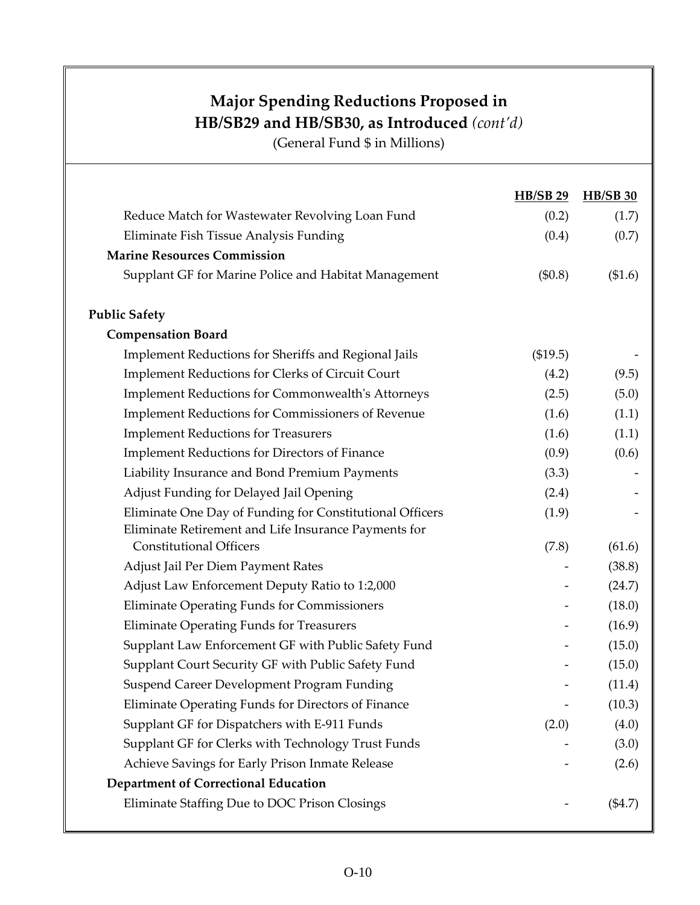## Major Spending Reductions Proposed in HB/SB29 and HB/SB30, as Introduced *(cont'd)*

(General Fund $ in Millions)

| | HB/SB 29 | HB/SB 30 |
|---|---|---|
| Reduce Match for Wastewater Revolving Loan Fund | (0.2) | (1.7) |
| Eliminate Fish Tissue Analysis Funding | (0.4) | (0.7) |
| **Marine Resources Commission** | | |
| Supplant GF for Marine Police and Habitat Management | ($0.8) | ($1.6) |
| | | |
| **Public Safety** | | |
| **Compensation Board** | | |
| Implement Reductions for Sheriffs and Regional Jails | ($19.5) | - |
| Implement Reductions for Clerks of Circuit Court | (4.2) | (9.5) |
| Implement Reductions for Commonwealth's Attorneys | (2.5) | (5.0) |
| Implement Reductions for Commissioners of Revenue | (1.6) | (1.1) |
| Implement Reductions for Treasurers | (1.6) | (1.1) |
| Implement Reductions for Directors of Finance | (0.9) | (0.6) |
| Liability Insurance and Bond Premium Payments | (3.3) | - |
| Adjust Funding for Delayed Jail Opening | (2.4) | - |
| Eliminate One Day of Funding for Constitutional Officers | (1.9) | - |
| Eliminate Retirement and Life Insurance Payments for Constitutional Officers | (7.8) | (61.6) |
| Adjust Jail Per Diem Payment Rates | - | (38.8) |
| Adjust Law Enforcement Deputy Ratio to 1:2,000 | - | (24.7) |
| Eliminate Operating Funds for Commissioners | - | (18.0) |
| Eliminate Operating Funds for Treasurers | - | (16.9) |
| Supplant Law Enforcement GF with Public Safety Fund | - | (15.0) |
| Supplant Court Security GF with Public Safety Fund | - | (15.0) |
| Suspend Career Development Program Funding | - | (11.4) |
| Eliminate Operating Funds for Directors of Finance | - | (10.3) |
| Supplant GF for Dispatchers with E-911 Funds | (2.0) | (4.0) |
| Supplant GF for Clerks with Technology Trust Funds | - | (3.0) |
| Achieve Savings for Early Prison Inmate Release | - | (2.6) |
| **Department of Correctional Education** | | |
| Eliminate Staffing Due to DOC Prison Closings | - | ($4.7) |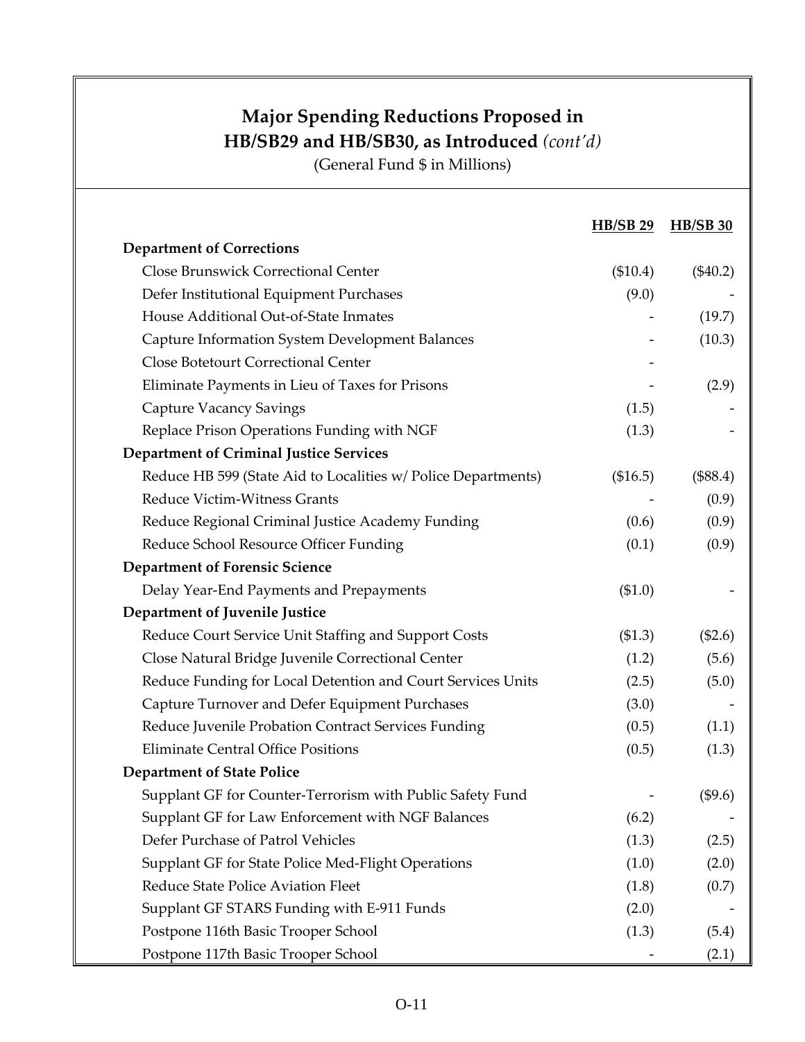## Major Spending Reductions Proposed in HB/SB29 and HB/SB30, as Introduced *(cont'd)*

(General Fund $ in Millions)

| | HB/SB 29 | HB/SB 30 |
|---|---|---|
| **Department of Corrections** | | |
| Close Brunswick Correctional Center | ($10.4) | ($40.2) |
| Defer Institutional Equipment Purchases | (9.0) | - |
| House Additional Out-of-State Inmates | - | (19.7) |
| Capture Information System Development Balances | - | (10.3) |
| Close Botetourt Correctional Center | - | |
| Eliminate Payments in Lieu of Taxes for Prisons | - | (2.9) |
| Capture Vacancy Savings | (1.5) | - |
| Replace Prison Operations Funding with NGF | (1.3) | - |
| **Department of Criminal Justice Services** | | |
| Reduce HB 599 (State Aid to Localities w/ Police Departments) | ($16.5) | ($88.4) |
| Reduce Victim-Witness Grants | - | (0.9) |
| Reduce Regional Criminal Justice Academy Funding | (0.6) | (0.9) |
| Reduce School Resource Officer Funding | (0.1) | (0.9) |
| **Department of Forensic Science** | | |
| Delay Year-End Payments and Prepayments | ($1.0) | - |
| **Department of Juvenile Justice** | | |
| Reduce Court Service Unit Staffing and Support Costs | ($1.3) | ($2.6) |
| Close Natural Bridge Juvenile Correctional Center | (1.2) | (5.6) |
| Reduce Funding for Local Detention and Court Services Units | (2.5) | (5.0) |
| Capture Turnover and Defer Equipment Purchases | (3.0) | - |
| Reduce Juvenile Probation Contract Services Funding | (0.5) | (1.1) |
| Eliminate Central Office Positions | (0.5) | (1.3) |
| **Department of State Police** | | |
| Supplant GF for Counter-Terrorism with Public Safety Fund | - | ($9.6) |
| Supplant GF for Law Enforcement with NGF Balances | (6.2) | - |
| Defer Purchase of Patrol Vehicles | (1.3) | (2.5) |
| Supplant GF for State Police Med-Flight Operations | (1.0) | (2.0) |
| Reduce State Police Aviation Fleet | (1.8) | (0.7) |
| Supplant GF STARS Funding with E-911 Funds | (2.0) | - |
| Postpone 116th Basic Trooper School | (1.3) | (5.4) |
| Postpone 117th Basic Trooper School | - | (2.1) |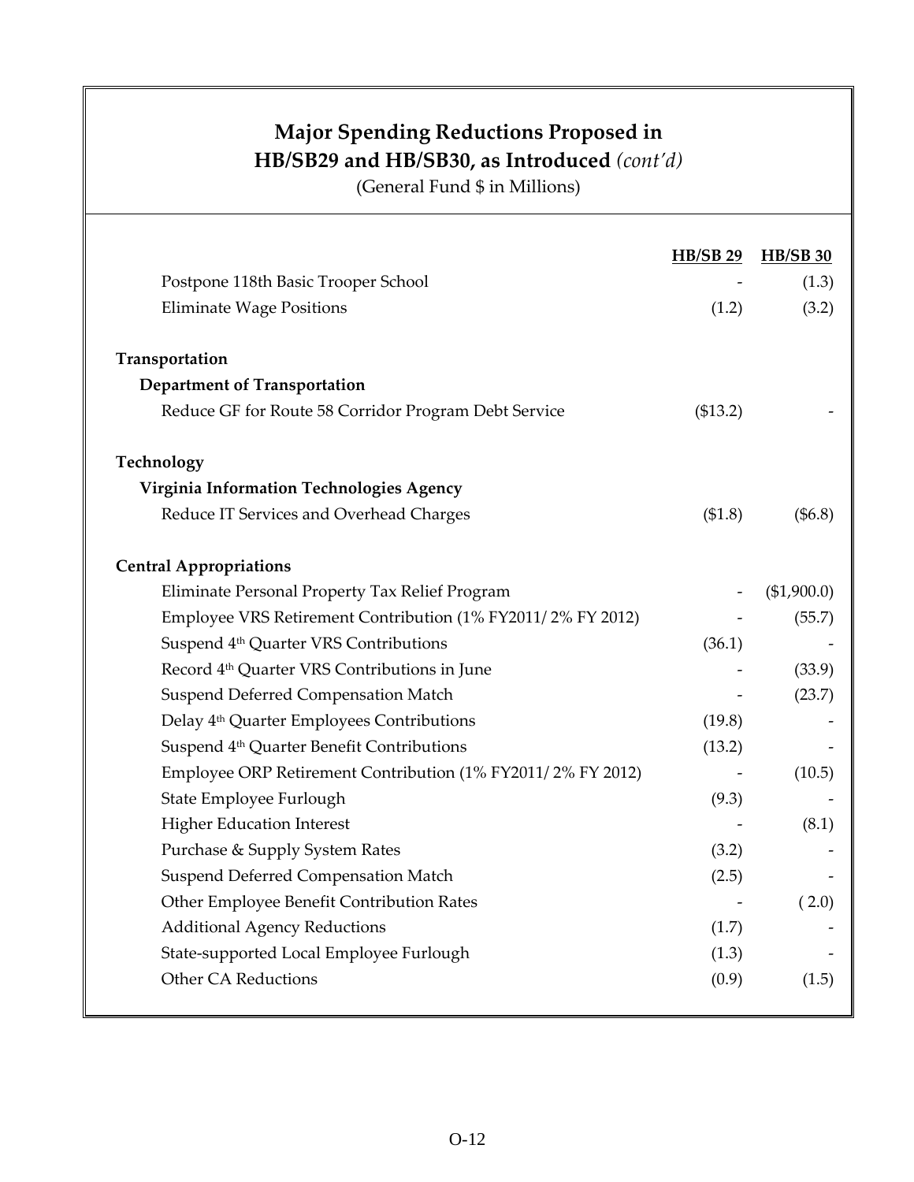## Major Spending Reductions Proposed in HB/SB29 and HB/SB30, as Introduced *(cont'd)*

(General Fund $ in Millions)

| | HB/SB 29 | HB/SB 30 |
|---|---|---|
| Postpone 118th Basic Trooper School | - | (1.3) |
| Eliminate Wage Positions | (1.2) | (3.2) |
| **Transportation** | | |
| **Department of Transportation** | | |
| Reduce GF for Route 58 Corridor Program Debt Service | ($13.2) | - |
| **Technology** | | |
| **Virginia Information Technologies Agency** | | |
| Reduce IT Services and Overhead Charges | ($1.8) | ($6.8) |
| **Central Appropriations** | | |
| Eliminate Personal Property Tax Relief Program | - | ($1,900.0) |
| Employee VRS Retirement Contribution (1% FY2011/ 2% FY 2012) | - | (55.7) |
| Suspend 4th Quarter VRS Contributions | (36.1) | - |
| Record 4th Quarter VRS Contributions in June | - | (33.9) |
| Suspend Deferred Compensation Match | - | (23.7) |
| Delay 4th Quarter Employees Contributions | (19.8) | - |
| Suspend 4th Quarter Benefit Contributions | (13.2) | - |
| Employee ORP Retirement Contribution (1% FY2011/ 2% FY 2012) | - | (10.5) |
| State Employee Furlough | (9.3) | - |
| Higher Education Interest | - | (8.1) |
| Purchase & Supply System Rates | (3.2) | - |
| Suspend Deferred Compensation Match | (2.5) | - |
| Other Employee Benefit Contribution Rates | - | ( 2.0) |
| Additional Agency Reductions | (1.7) | - |
| State-supported Local Employee Furlough | (1.3) | - |
| Other CA Reductions | (0.9) | (1.5) |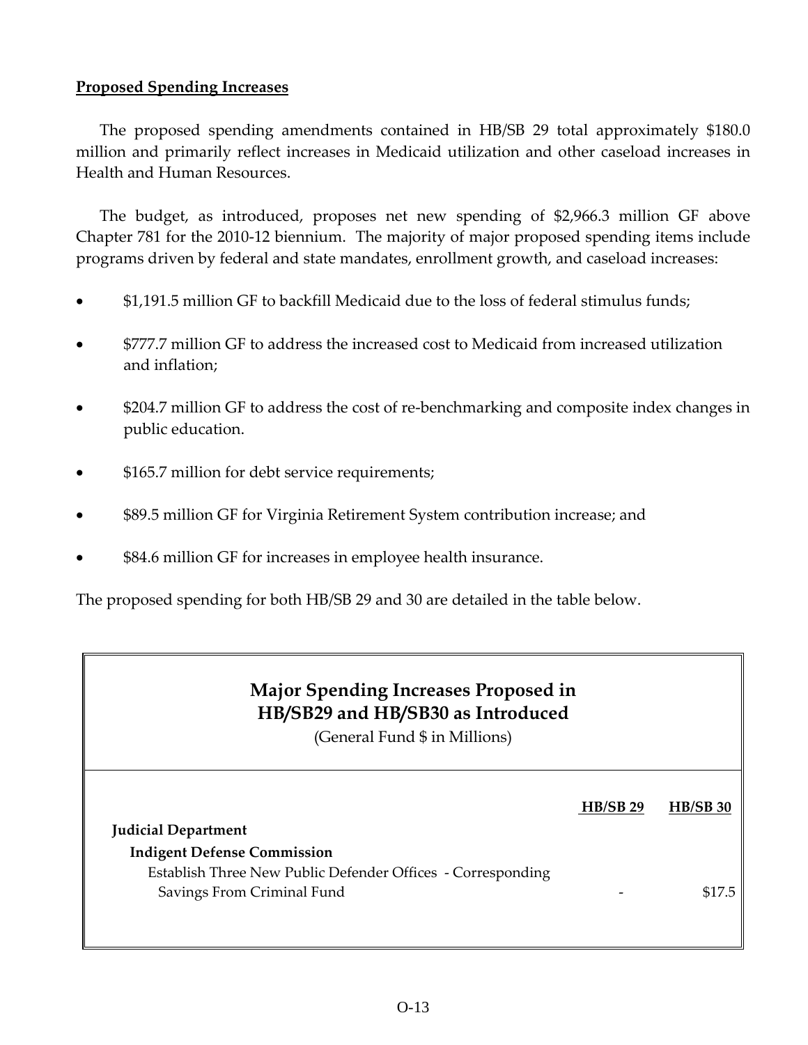**Proposed Spending Increases**

The proposed spending amendments contained in HB/SB 29 total approximately $180.0 million and primarily reflect increases in Medicaid utilization and other caseload increases in Health and Human Resources.

The budget, as introduced, proposes net new spending of $2,966.3 million GF above Chapter 781 for the 2010-12 biennium. The majority of major proposed spending items include programs driven by federal and state mandates, enrollment growth, and caseload increases:

- $1,191.5 million GF to backfill Medicaid due to the loss of federal stimulus funds;
- $777.7 million GF to address the increased cost to Medicaid from increased utilization and inflation;
- $204.7 million GF to address the cost of re-benchmarking and composite index changes in public education.
- $165.7 million for debt service requirements;
- $89.5 million GF for Virginia Retirement System contribution increase; and
- $84.6 million GF for increases in employee health insurance.

The proposed spending for both HB/SB 29 and 30 are detailed in the table below.

**Major Spending Increases Proposed in HB/SB29 and HB/SB30 as Introduced**

(General Fund $ in Millions)

| | HB/SB 29 | HB/SB 30 |
|---|---|---|
| **Judicial Department** | | |
| **Indigent Defense Commission** | | |
| Establish Three New Public Defender Offices - Corresponding Savings From Criminal Fund | - | $17.5 |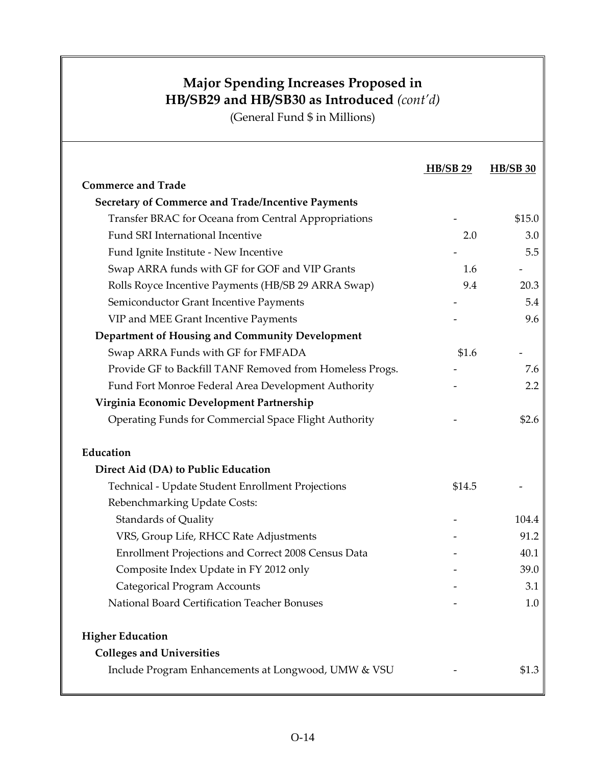## Major Spending Increases Proposed in HB/SB29 and HB/SB30 as Introduced *(cont'd)*

(General Fund $ in Millions)

| | HB/SB 29 | HB/SB 30 |
|---|---|---|
| **Commerce and Trade** | | |
| **Secretary of Commerce and Trade/Incentive Payments** | | |
| Transfer BRAC for Oceana from Central Appropriations | - | $15.0 |
| Fund SRI International Incentive | 2.0 | 3.0 |
| Fund Ignite Institute - New Incentive | - | 5.5 |
| Swap ARRA funds with GF for GOF and VIP Grants | 1.6 | - |
| Rolls Royce Incentive Payments (HB/SB 29 ARRA Swap) | 9.4 | 20.3 |
| Semiconductor Grant Incentive Payments | - | 5.4 |
| VIP and MEE Grant Incentive Payments | - | 9.6 |
| **Department of Housing and Community Development** | | |
| Swap ARRA Funds with GF for FMFADA | $1.6 | - |
| Provide GF to Backfill TANF Removed from Homeless Progs. | - | 7.6 |
| Fund Fort Monroe Federal Area Development Authority | - | 2.2 |
| **Virginia Economic Development Partnership** | | |
| Operating Funds for Commercial Space Flight Authority | - | $2.6 |
| | | |
| **Education** | | |
| **Direct Aid (DA) to Public Education** | | |
| Technical - Update Student Enrollment Projections | $14.5 | - |
| Rebenchmarking Update Costs: | | |
| Standards of Quality | - | 104.4 |
| VRS, Group Life, RHCC Rate Adjustments | - | 91.2 |
| Enrollment Projections and Correct 2008 Census Data | - | 40.1 |
| Composite Index Update in FY 2012 only | - | 39.0 |
| Categorical Program Accounts | - | 3.1 |
| National Board Certification Teacher Bonuses | - | 1.0 |
| | | |
| **Higher Education** | | |
| **Colleges and Universities** | | |
| Include Program Enhancements at Longwood, UMW & VSU | - | $1.3 |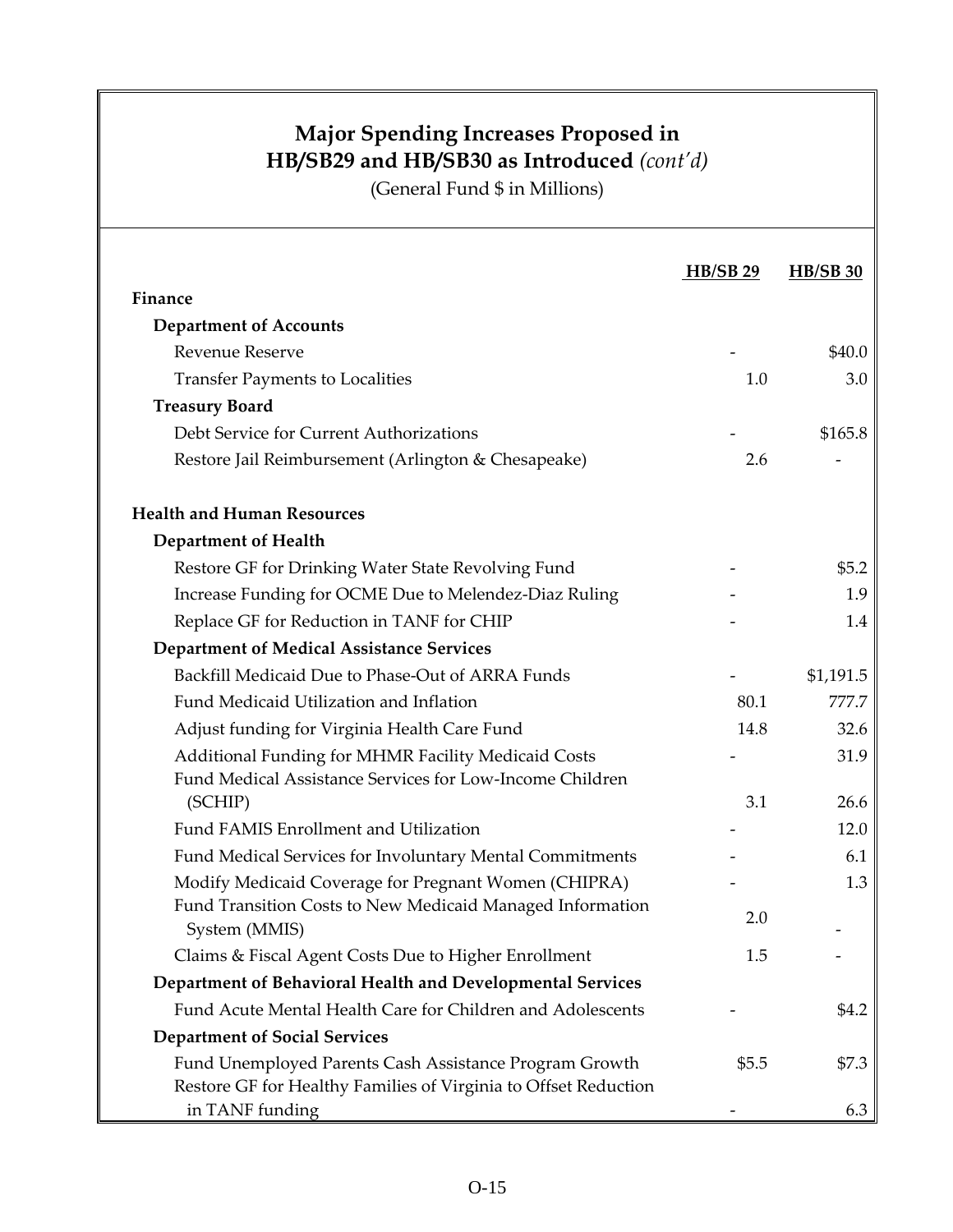## Major Spending Increases Proposed in HB/SB29 and HB/SB30 as Introduced *(cont'd)*

(General Fund $ in Millions)

| | HB/SB 29 | HB/SB 30 |
|---|---|---|
| **Finance** | | |
| **Department of Accounts** | | |
| Revenue Reserve | - | $40.0 |
| Transfer Payments to Localities | 1.0 | 3.0 |
| **Treasury Board** | | |
| Debt Service for Current Authorizations | - | $165.8 |
| Restore Jail Reimbursement (Arlington & Chesapeake) | 2.6 | - |
| **Health and Human Resources** | | |
| **Department of Health** | | |
| Restore GF for Drinking Water State Revolving Fund | - | $5.2 |
| Increase Funding for OCME Due to Melendez-Diaz Ruling | - | 1.9 |
| Replace GF for Reduction in TANF for CHIP | - | 1.4 |
| **Department of Medical Assistance Services** | | |
| Backfill Medicaid Due to Phase-Out of ARRA Funds | - | $1,191.5 |
| Fund Medicaid Utilization and Inflation | 80.1 | 777.7 |
| Adjust funding for Virginia Health Care Fund | 14.8 | 32.6 |
| Additional Funding for MHMR Facility Medicaid Costs | - | 31.9 |
| Fund Medical Assistance Services for Low-Income Children (SCHIP) | 3.1 | 26.6 |
| Fund FAMIS Enrollment and Utilization | - | 12.0 |
| Fund Medical Services for Involuntary Mental Commitments | - | 6.1 |
| Modify Medicaid Coverage for Pregnant Women (CHIPRA) | - | 1.3 |
| Fund Transition Costs to New Medicaid Managed Information System (MMIS) | 2.0 | - |
| Claims & Fiscal Agent Costs Due to Higher Enrollment | 1.5 | - |
| **Department of Behavioral Health and Developmental Services** | | |
| Fund Acute Mental Health Care for Children and Adolescents | - | $4.2 |
| **Department of Social Services** | | |
| Fund Unemployed Parents Cash Assistance Program Growth | $5.5 | $7.3 |
| Restore GF for Healthy Families of Virginia to Offset Reduction in TANF funding | - | 6.3 |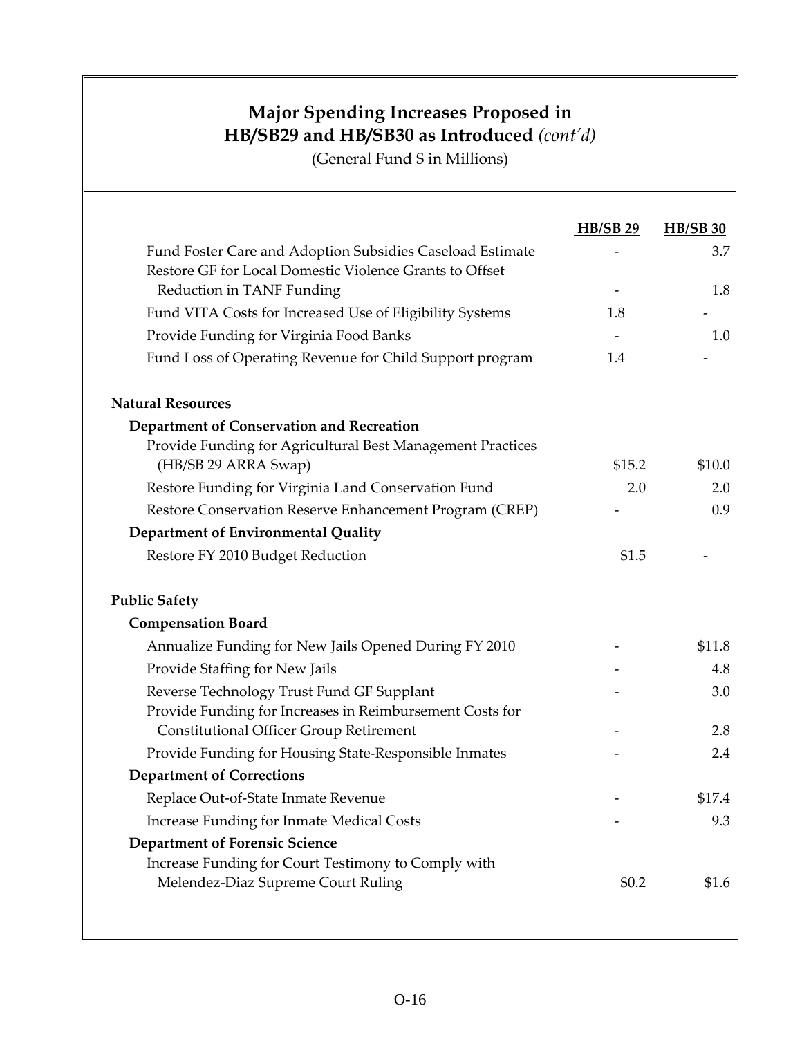## Major Spending Increases Proposed in HB/SB29 and HB/SB30 as Introduced *(cont'd)*

(General Fund $ in Millions)

| | HB/SB 29 | HB/SB 30 |
|---|---|---|
| Fund Foster Care and Adoption Subsidies Caseload Estimate | - | 3.7 |
| Restore GF for Local Domestic Violence Grants to Offset Reduction in TANF Funding | - | 1.8 |
| Fund VITA Costs for Increased Use of Eligibility Systems | 1.8 | - |
| Provide Funding for Virginia Food Banks | - | 1.0 |
| Fund Loss of Operating Revenue for Child Support program | 1.4 | - |
| **Natural Resources** | | |
| **Department of Conservation and Recreation** | | |
| Provide Funding for Agricultural Best Management Practices (HB/SB 29 ARRA Swap) | $15.2 | $10.0 |
| Restore Funding for Virginia Land Conservation Fund | 2.0 | 2.0 |
| Restore Conservation Reserve Enhancement Program (CREP) | - | 0.9 |
| **Department of Environmental Quality** | | |
| Restore FY 2010 Budget Reduction | $1.5 | - |
| **Public Safety** | | |
| **Compensation Board** | | |
| Annualize Funding for New Jails Opened During FY 2010 | - | $11.8 |
| Provide Staffing for New Jails | - | 4.8 |
| Reverse Technology Trust Fund GF Supplant | - | 3.0 |
| Provide Funding for Increases in Reimbursement Costs for Constitutional Officer Group Retirement | - | 2.8 |
| Provide Funding for Housing State-Responsible Inmates | - | 2.4 |
| **Department of Corrections** | | |
| Replace Out-of-State Inmate Revenue | - | $17.4 |
| Increase Funding for Inmate Medical Costs | - | 9.3 |
| **Department of Forensic Science** | | |
| Increase Funding for Court Testimony to Comply with Melendez-Diaz Supreme Court Ruling | $0.2 | $1.6 |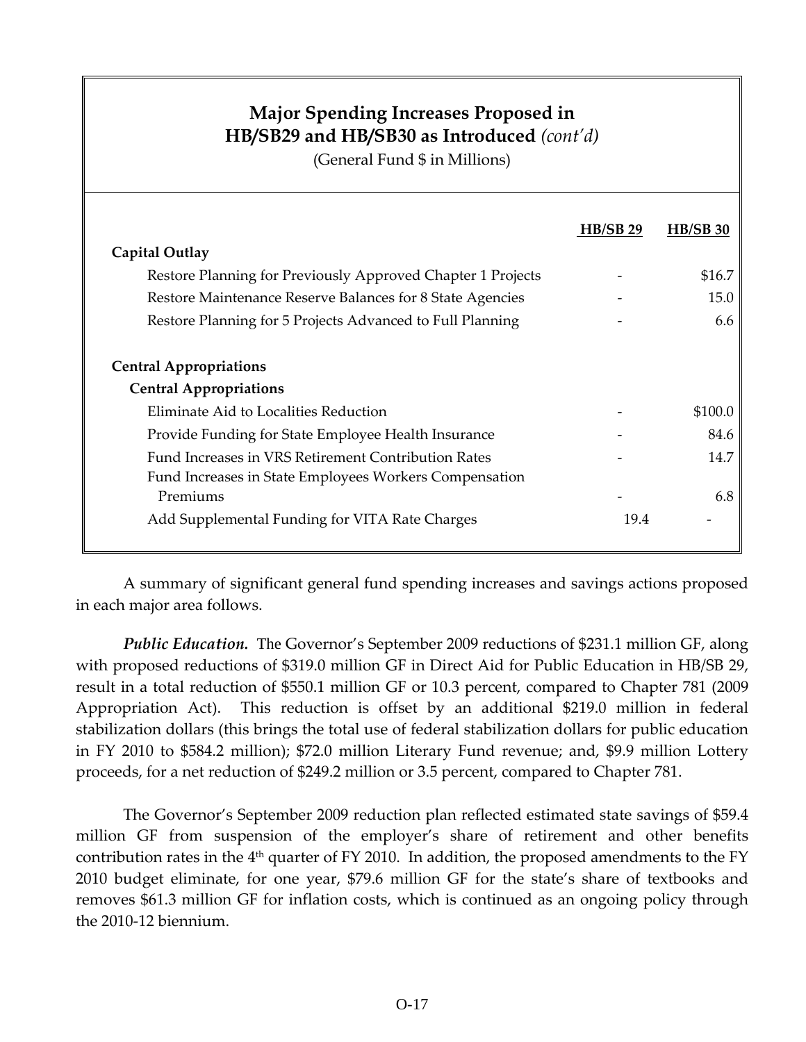## Major Spending Increases Proposed in HB/SB29 and HB/SB30 as Introduced *(cont'd)*

(General Fund $ in Millions)

| | HB/SB 29 | HB/SB 30 |
|---|---|---|
| **Capital Outlay** | | |
| Restore Planning for Previously Approved Chapter 1 Projects | - | $16.7 |
| Restore Maintenance Reserve Balances for 8 State Agencies | - | 15.0 |
| Restore Planning for 5 Projects Advanced to Full Planning | - | 6.6 |
| **Central Appropriations** | | |
| **Central Appropriations** | | |
| Eliminate Aid to Localities Reduction | - | $100.0 |
| Provide Funding for State Employee Health Insurance | - | 84.6 |
| Fund Increases in VRS Retirement Contribution Rates | - | 14.7 |
| Fund Increases in State Employees Workers Compensation Premiums | - | 6.8 |
| Add Supplemental Funding for VITA Rate Charges | 19.4 | - |

A summary of significant general fund spending increases and savings actions proposed in each major area follows.

***Public Education.*** The Governor's September 2009 reductions of $231.1 million GF, along with proposed reductions of $319.0 million GF in Direct Aid for Public Education in HB/SB 29, result in a total reduction of $550.1 million GF or 10.3 percent, compared to Chapter 781 (2009 Appropriation Act). This reduction is offset by an additional $219.0 million in federal stabilization dollars (this brings the total use of federal stabilization dollars for public education in FY 2010 to $584.2 million); $72.0 million Literary Fund revenue; and, $9.9 million Lottery proceeds, for a net reduction of $249.2 million or 3.5 percent, compared to Chapter 781.

The Governor's September 2009 reduction plan reflected estimated state savings of $59.4 million GF from suspension of the employer's share of retirement and other benefits contribution rates in the 4th quarter of FY 2010. In addition, the proposed amendments to the FY 2010 budget eliminate, for one year, $79.6 million GF for the state's share of textbooks and removes $61.3 million GF for inflation costs, which is continued as an ongoing policy through the 2010-12 biennium.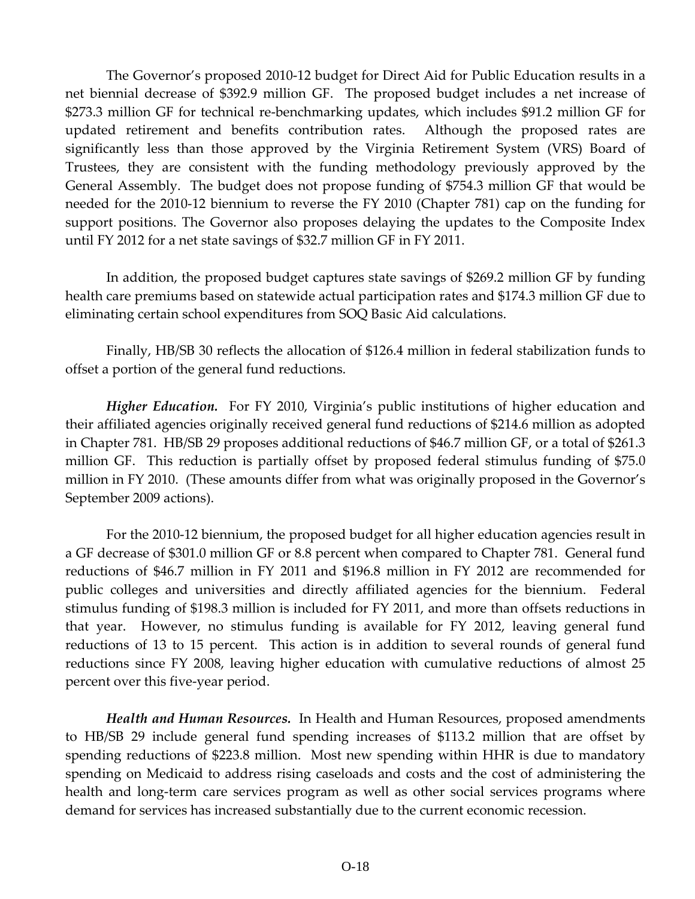The Governor's proposed 2010-12 budget for Direct Aid for Public Education results in a net biennial decrease of $392.9 million GF. The proposed budget includes a net increase of $273.3 million GF for technical re-benchmarking updates, which includes $91.2 million GF for updated retirement and benefits contribution rates. Although the proposed rates are significantly less than those approved by the Virginia Retirement System (VRS) Board of Trustees, they are consistent with the funding methodology previously approved by the General Assembly. The budget does not propose funding of $754.3 million GF that would be needed for the 2010-12 biennium to reverse the FY 2010 (Chapter 781) cap on the funding for support positions. The Governor also proposes delaying the updates to the Composite Index until FY 2012 for a net state savings of $32.7 million GF in FY 2011.

In addition, the proposed budget captures state savings of $269.2 million GF by funding health care premiums based on statewide actual participation rates and $174.3 million GF due to eliminating certain school expenditures from SOQ Basic Aid calculations.

Finally, HB/SB 30 reflects the allocation of $126.4 million in federal stabilization funds to offset a portion of the general fund reductions.

***Higher Education.*** For FY 2010, Virginia's public institutions of higher education and their affiliated agencies originally received general fund reductions of $214.6 million as adopted in Chapter 781. HB/SB 29 proposes additional reductions of $46.7 million GF, or a total of $261.3 million GF. This reduction is partially offset by proposed federal stimulus funding of $75.0 million in FY 2010. (These amounts differ from what was originally proposed in the Governor's September 2009 actions).

For the 2010-12 biennium, the proposed budget for all higher education agencies result in a GF decrease of $301.0 million GF or 8.8 percent when compared to Chapter 781. General fund reductions of $46.7 million in FY 2011 and $196.8 million in FY 2012 are recommended for public colleges and universities and directly affiliated agencies for the biennium. Federal stimulus funding of $198.3 million is included for FY 2011, and more than offsets reductions in that year. However, no stimulus funding is available for FY 2012, leaving general fund reductions of 13 to 15 percent. This action is in addition to several rounds of general fund reductions since FY 2008, leaving higher education with cumulative reductions of almost 25 percent over this five-year period.

***Health and Human Resources.*** In Health and Human Resources, proposed amendments to HB/SB 29 include general fund spending increases of $113.2 million that are offset by spending reductions of $223.8 million. Most new spending within HHR is due to mandatory spending on Medicaid to address rising caseloads and costs and the cost of administering the health and long-term care services program as well as other social services programs where demand for services has increased substantially due to the current economic recession.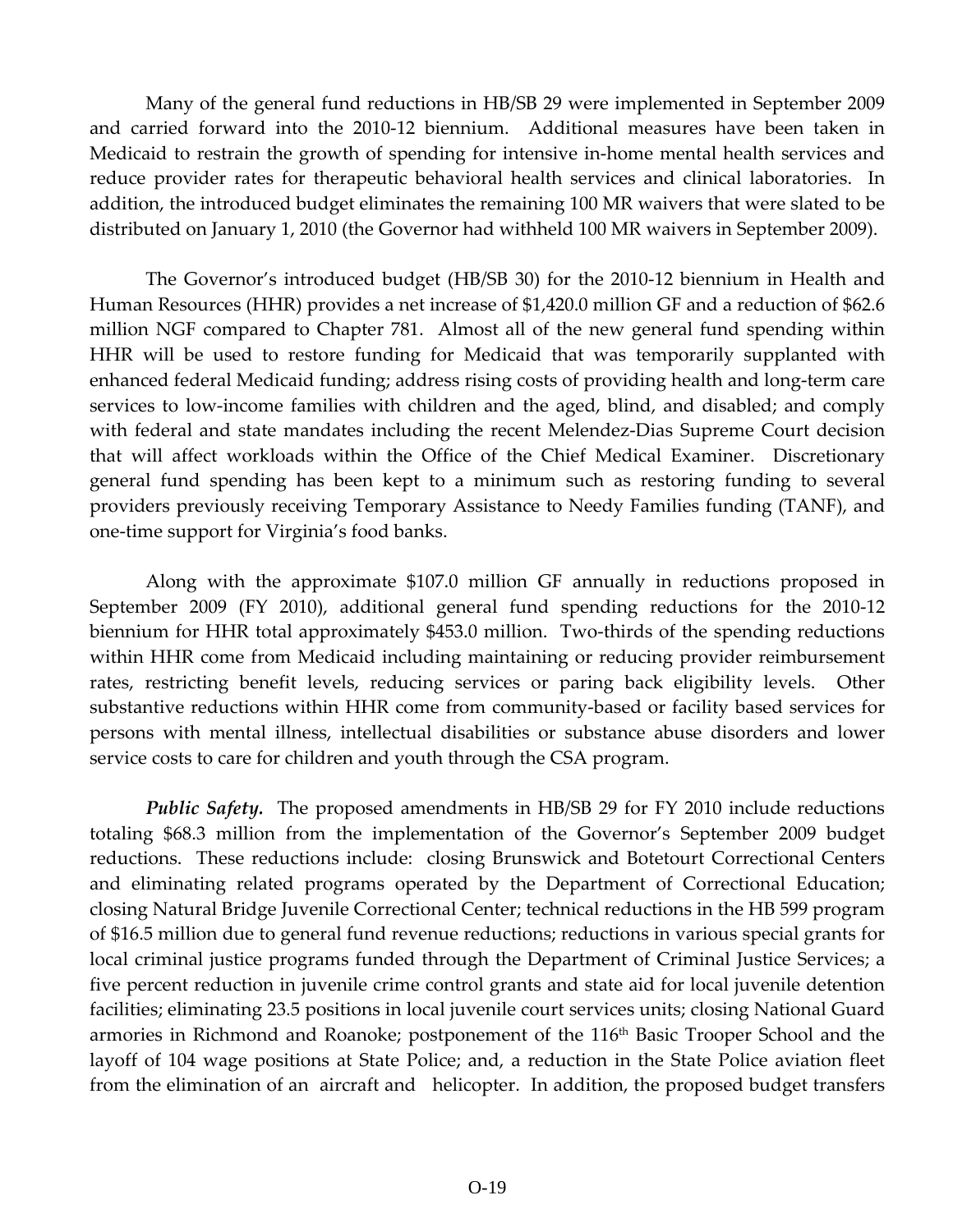Many of the general fund reductions in HB/SB 29 were implemented in September 2009 and carried forward into the 2010-12 biennium. Additional measures have been taken in Medicaid to restrain the growth of spending for intensive in-home mental health services and reduce provider rates for therapeutic behavioral health services and clinical laboratories. In addition, the introduced budget eliminates the remaining 100 MR waivers that were slated to be distributed on January 1, 2010 (the Governor had withheld 100 MR waivers in September 2009).

The Governor's introduced budget (HB/SB 30) for the 2010-12 biennium in Health and Human Resources (HHR) provides a net increase of $1,420.0 million GF and a reduction of $62.6 million NGF compared to Chapter 781. Almost all of the new general fund spending within HHR will be used to restore funding for Medicaid that was temporarily supplanted with enhanced federal Medicaid funding; address rising costs of providing health and long-term care services to low-income families with children and the aged, blind, and disabled; and comply with federal and state mandates including the recent Melendez-Dias Supreme Court decision that will affect workloads within the Office of the Chief Medical Examiner. Discretionary general fund spending has been kept to a minimum such as restoring funding to several providers previously receiving Temporary Assistance to Needy Families funding (TANF), and one-time support for Virginia's food banks.

Along with the approximate $107.0 million GF annually in reductions proposed in September 2009 (FY 2010), additional general fund spending reductions for the 2010-12 biennium for HHR total approximately $453.0 million. Two-thirds of the spending reductions within HHR come from Medicaid including maintaining or reducing provider reimbursement rates, restricting benefit levels, reducing services or paring back eligibility levels. Other substantive reductions within HHR come from community-based or facility based services for persons with mental illness, intellectual disabilities or substance abuse disorders and lower service costs to care for children and youth through the CSA program.

***Public Safety.*** The proposed amendments in HB/SB 29 for FY 2010 include reductions totaling $68.3 million from the implementation of the Governor's September 2009 budget reductions. These reductions include: closing Brunswick and Botetourt Correctional Centers and eliminating related programs operated by the Department of Correctional Education; closing Natural Bridge Juvenile Correctional Center; technical reductions in the HB 599 program of $16.5 million due to general fund revenue reductions; reductions in various special grants for local criminal justice programs funded through the Department of Criminal Justice Services; a five percent reduction in juvenile crime control grants and state aid for local juvenile detention facilities; eliminating 23.5 positions in local juvenile court services units; closing National Guard armories in Richmond and Roanoke; postponement of the 116th Basic Trooper School and the layoff of 104 wage positions at State Police; and, a reduction in the State Police aviation fleet from the elimination of an aircraft and helicopter. In addition, the proposed budget transfers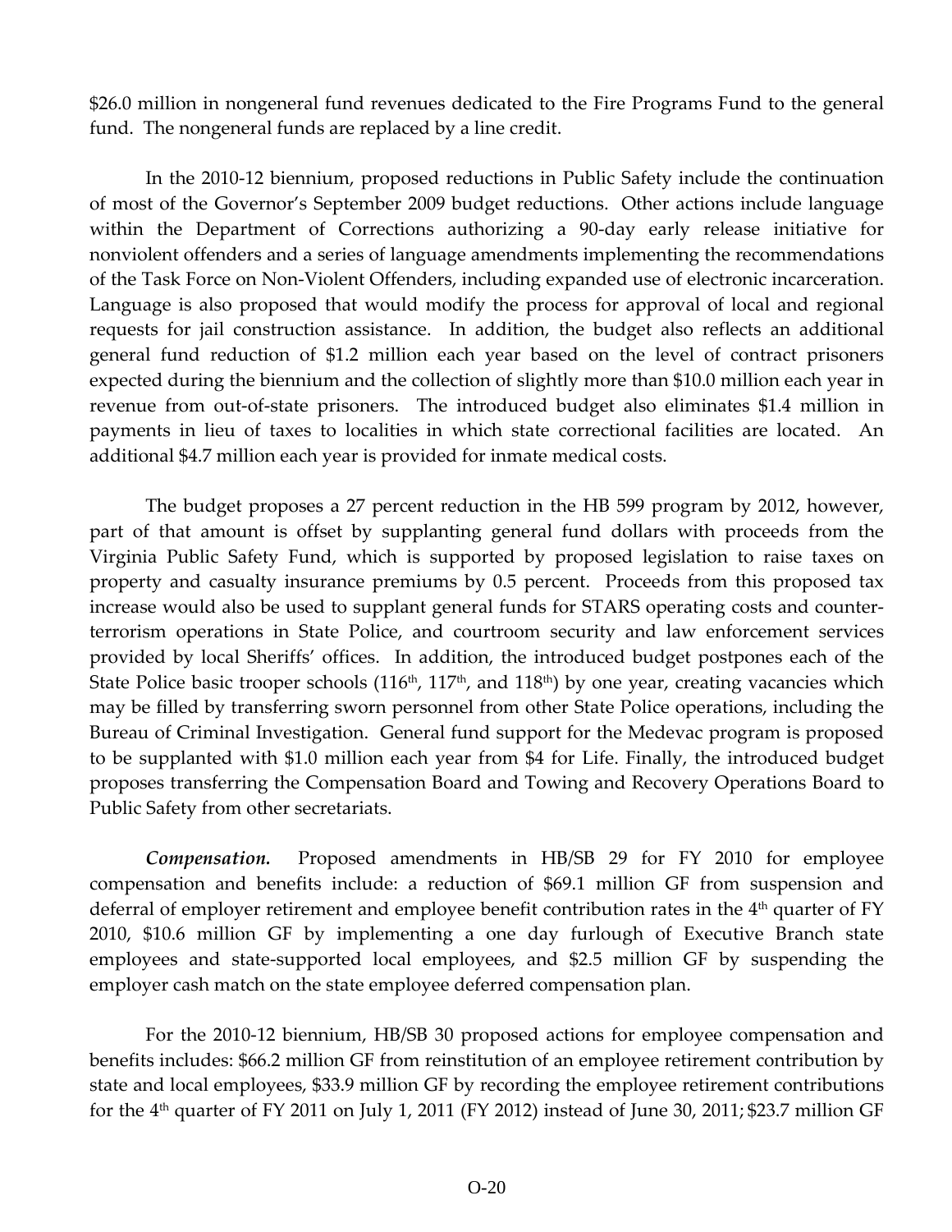$26.0 million in nongeneral fund revenues dedicated to the Fire Programs Fund to the general fund. The nongeneral funds are replaced by a line credit.

In the 2010-12 biennium, proposed reductions in Public Safety include the continuation of most of the Governor's September 2009 budget reductions. Other actions include language within the Department of Corrections authorizing a 90-day early release initiative for nonviolent offenders and a series of language amendments implementing the recommendations of the Task Force on Non-Violent Offenders, including expanded use of electronic incarceration. Language is also proposed that would modify the process for approval of local and regional requests for jail construction assistance. In addition, the budget also reflects an additional general fund reduction of $1.2 million each year based on the level of contract prisoners expected during the biennium and the collection of slightly more than $10.0 million each year in revenue from out-of-state prisoners. The introduced budget also eliminates $1.4 million in payments in lieu of taxes to localities in which state correctional facilities are located. An additional $4.7 million each year is provided for inmate medical costs.

The budget proposes a 27 percent reduction in the HB 599 program by 2012, however, part of that amount is offset by supplanting general fund dollars with proceeds from the Virginia Public Safety Fund, which is supported by proposed legislation to raise taxes on property and casualty insurance premiums by 0.5 percent. Proceeds from this proposed tax increase would also be used to supplant general funds for STARS operating costs and counter-terrorism operations in State Police, and courtroom security and law enforcement services provided by local Sheriffs' offices. In addition, the introduced budget postpones each of the State Police basic trooper schools (116th, 117th, and 118th) by one year, creating vacancies which may be filled by transferring sworn personnel from other State Police operations, including the Bureau of Criminal Investigation. General fund support for the Medevac program is proposed to be supplanted with $1.0 million each year from $4 for Life. Finally, the introduced budget proposes transferring the Compensation Board and Towing and Recovery Operations Board to Public Safety from other secretariats.

***Compensation.*** Proposed amendments in HB/SB 29 for FY 2010 for employee compensation and benefits include: a reduction of $69.1 million GF from suspension and deferral of employer retirement and employee benefit contribution rates in the 4th quarter of FY 2010, $10.6 million GF by implementing a one day furlough of Executive Branch state employees and state-supported local employees, and $2.5 million GF by suspending the employer cash match on the state employee deferred compensation plan.

For the 2010-12 biennium, HB/SB 30 proposed actions for employee compensation and benefits includes: $66.2 million GF from reinstitution of an employee retirement contribution by state and local employees, $33.9 million GF by recording the employee retirement contributions for the 4th quarter of FY 2011 on July 1, 2011 (FY 2012) instead of June 30, 2011; $23.7 million GF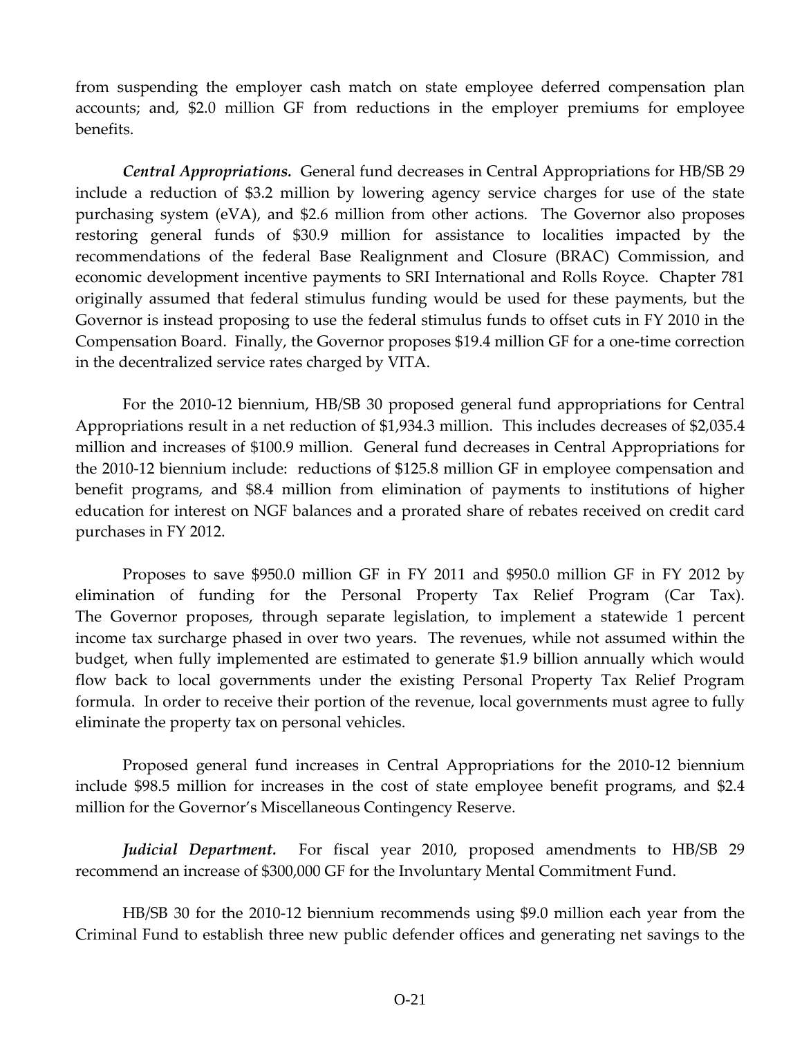from suspending the employer cash match on state employee deferred compensation plan accounts; and, $2.0 million GF from reductions in the employer premiums for employee benefits.

***Central Appropriations.*** General fund decreases in Central Appropriations for HB/SB 29 include a reduction of $3.2 million by lowering agency service charges for use of the state purchasing system (eVA), and $2.6 million from other actions. The Governor also proposes restoring general funds of $30.9 million for assistance to localities impacted by the recommendations of the federal Base Realignment and Closure (BRAC) Commission, and economic development incentive payments to SRI International and Rolls Royce. Chapter 781 originally assumed that federal stimulus funding would be used for these payments, but the Governor is instead proposing to use the federal stimulus funds to offset cuts in FY 2010 in the Compensation Board. Finally, the Governor proposes $19.4 million GF for a one-time correction in the decentralized service rates charged by VITA.

For the 2010-12 biennium, HB/SB 30 proposed general fund appropriations for Central Appropriations result in a net reduction of $1,934.3 million. This includes decreases of $2,035.4 million and increases of $100.9 million. General fund decreases in Central Appropriations for the 2010-12 biennium include: reductions of $125.8 million GF in employee compensation and benefit programs, and $8.4 million from elimination of payments to institutions of higher education for interest on NGF balances and a prorated share of rebates received on credit card purchases in FY 2012.

Proposes to save $950.0 million GF in FY 2011 and $950.0 million GF in FY 2012 by elimination of funding for the Personal Property Tax Relief Program (Car Tax). The Governor proposes, through separate legislation, to implement a statewide 1 percent income tax surcharge phased in over two years. The revenues, while not assumed within the budget, when fully implemented are estimated to generate $1.9 billion annually which would flow back to local governments under the existing Personal Property Tax Relief Program formula. In order to receive their portion of the revenue, local governments must agree to fully eliminate the property tax on personal vehicles.

Proposed general fund increases in Central Appropriations for the 2010-12 biennium include $98.5 million for increases in the cost of state employee benefit programs, and $2.4 million for the Governor's Miscellaneous Contingency Reserve.

***Judicial Department.*** For fiscal year 2010, proposed amendments to HB/SB 29 recommend an increase of $300,000 GF for the Involuntary Mental Commitment Fund.

HB/SB 30 for the 2010-12 biennium recommends using $9.0 million each year from the Criminal Fund to establish three new public defender offices and generating net savings to the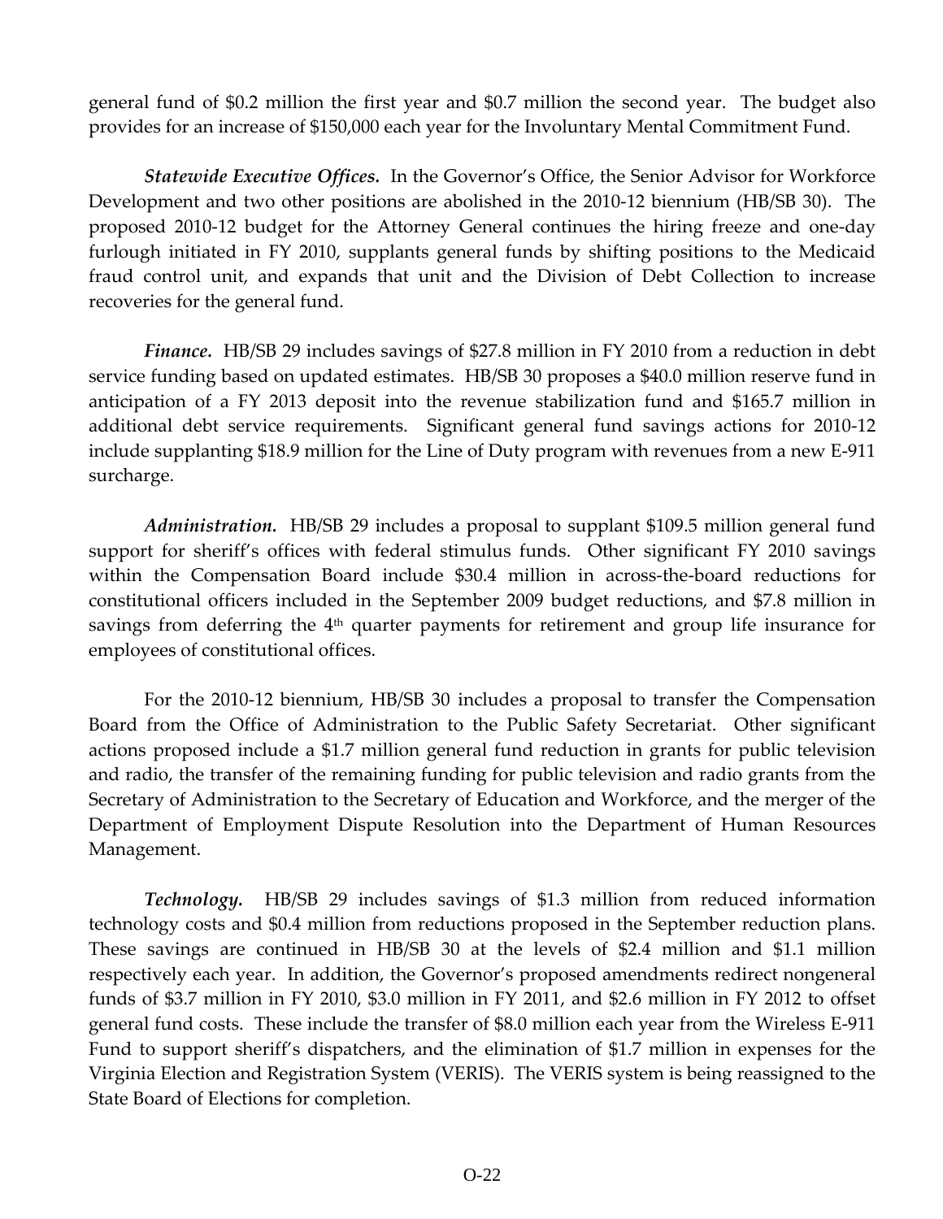general fund of $0.2 million the first year and $0.7 million the second year. The budget also provides for an increase of $150,000 each year for the Involuntary Mental Commitment Fund.

***Statewide Executive Offices.*** In the Governor's Office, the Senior Advisor for Workforce Development and two other positions are abolished in the 2010-12 biennium (HB/SB 30). The proposed 2010-12 budget for the Attorney General continues the hiring freeze and one-day furlough initiated in FY 2010, supplants general funds by shifting positions to the Medicaid fraud control unit, and expands that unit and the Division of Debt Collection to increase recoveries for the general fund.

***Finance.*** HB/SB 29 includes savings of $27.8 million in FY 2010 from a reduction in debt service funding based on updated estimates. HB/SB 30 proposes a $40.0 million reserve fund in anticipation of a FY 2013 deposit into the revenue stabilization fund and $165.7 million in additional debt service requirements. Significant general fund savings actions for 2010-12 include supplanting $18.9 million for the Line of Duty program with revenues from a new E-911 surcharge.

***Administration.*** HB/SB 29 includes a proposal to supplant $109.5 million general fund support for sheriff's offices with federal stimulus funds. Other significant FY 2010 savings within the Compensation Board include $30.4 million in across-the-board reductions for constitutional officers included in the September 2009 budget reductions, and $7.8 million in savings from deferring the 4th quarter payments for retirement and group life insurance for employees of constitutional offices.

For the 2010-12 biennium, HB/SB 30 includes a proposal to transfer the Compensation Board from the Office of Administration to the Public Safety Secretariat. Other significant actions proposed include a $1.7 million general fund reduction in grants for public television and radio, the transfer of the remaining funding for public television and radio grants from the Secretary of Administration to the Secretary of Education and Workforce, and the merger of the Department of Employment Dispute Resolution into the Department of Human Resources Management.

***Technology.*** HB/SB 29 includes savings of $1.3 million from reduced information technology costs and $0.4 million from reductions proposed in the September reduction plans. These savings are continued in HB/SB 30 at the levels of $2.4 million and $1.1 million respectively each year. In addition, the Governor's proposed amendments redirect nongeneral funds of $3.7 million in FY 2010, $3.0 million in FY 2011, and $2.6 million in FY 2012 to offset general fund costs. These include the transfer of $8.0 million each year from the Wireless E-911 Fund to support sheriff's dispatchers, and the elimination of $1.7 million in expenses for the Virginia Election and Registration System (VERIS). The VERIS system is being reassigned to the State Board of Elections for completion.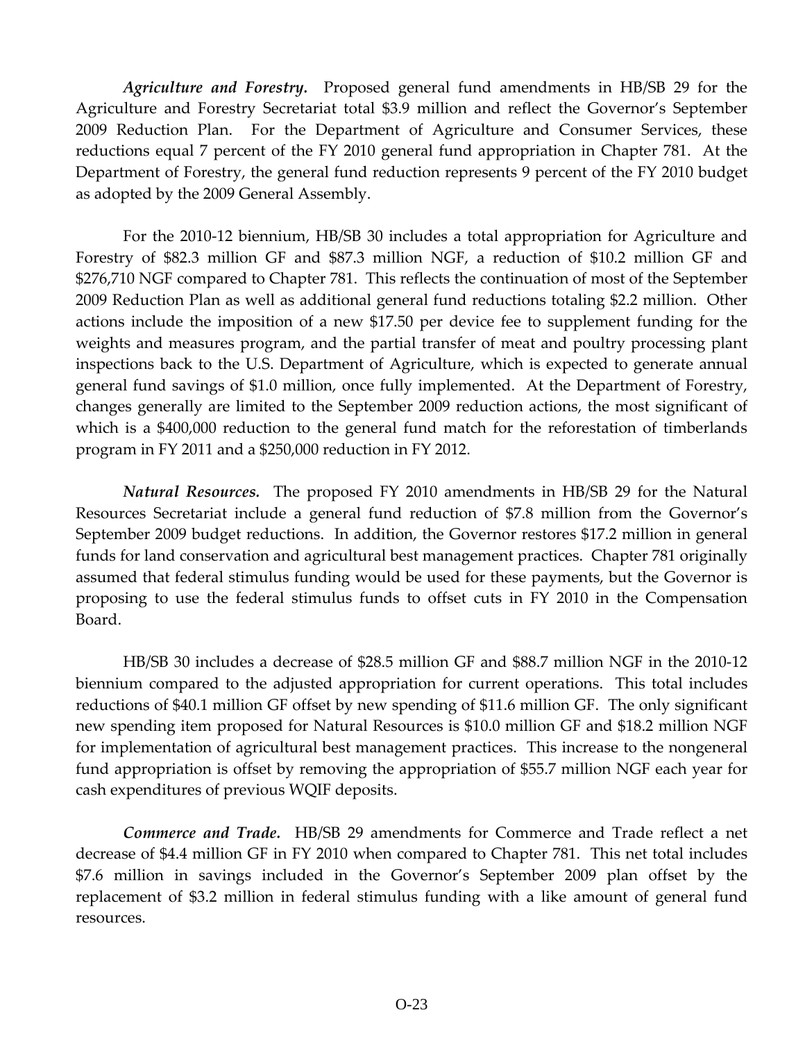***Agriculture and Forestry.*** Proposed general fund amendments in HB/SB 29 for the Agriculture and Forestry Secretariat total $3.9 million and reflect the Governor's September 2009 Reduction Plan. For the Department of Agriculture and Consumer Services, these reductions equal 7 percent of the FY 2010 general fund appropriation in Chapter 781. At the Department of Forestry, the general fund reduction represents 9 percent of the FY 2010 budget as adopted by the 2009 General Assembly.

For the 2010-12 biennium, HB/SB 30 includes a total appropriation for Agriculture and Forestry of $82.3 million GF and $87.3 million NGF, a reduction of $10.2 million GF and $276,710 NGF compared to Chapter 781. This reflects the continuation of most of the September 2009 Reduction Plan as well as additional general fund reductions totaling $2.2 million. Other actions include the imposition of a new $17.50 per device fee to supplement funding for the weights and measures program, and the partial transfer of meat and poultry processing plant inspections back to the U.S. Department of Agriculture, which is expected to generate annual general fund savings of $1.0 million, once fully implemented. At the Department of Forestry, changes generally are limited to the September 2009 reduction actions, the most significant of which is a $400,000 reduction to the general fund match for the reforestation of timberlands program in FY 2011 and a $250,000 reduction in FY 2012.

***Natural Resources.*** The proposed FY 2010 amendments in HB/SB 29 for the Natural Resources Secretariat include a general fund reduction of $7.8 million from the Governor's September 2009 budget reductions. In addition, the Governor restores $17.2 million in general funds for land conservation and agricultural best management practices. Chapter 781 originally assumed that federal stimulus funding would be used for these payments, but the Governor is proposing to use the federal stimulus funds to offset cuts in FY 2010 in the Compensation Board.

HB/SB 30 includes a decrease of $28.5 million GF and $88.7 million NGF in the 2010-12 biennium compared to the adjusted appropriation for current operations. This total includes reductions of $40.1 million GF offset by new spending of $11.6 million GF. The only significant new spending item proposed for Natural Resources is $10.0 million GF and $18.2 million NGF for implementation of agricultural best management practices. This increase to the nongeneral fund appropriation is offset by removing the appropriation of $55.7 million NGF each year for cash expenditures of previous WQIF deposits.

***Commerce and Trade.*** HB/SB 29 amendments for Commerce and Trade reflect a net decrease of $4.4 million GF in FY 2010 when compared to Chapter 781. This net total includes $7.6 million in savings included in the Governor's September 2009 plan offset by the replacement of $3.2 million in federal stimulus funding with a like amount of general fund resources.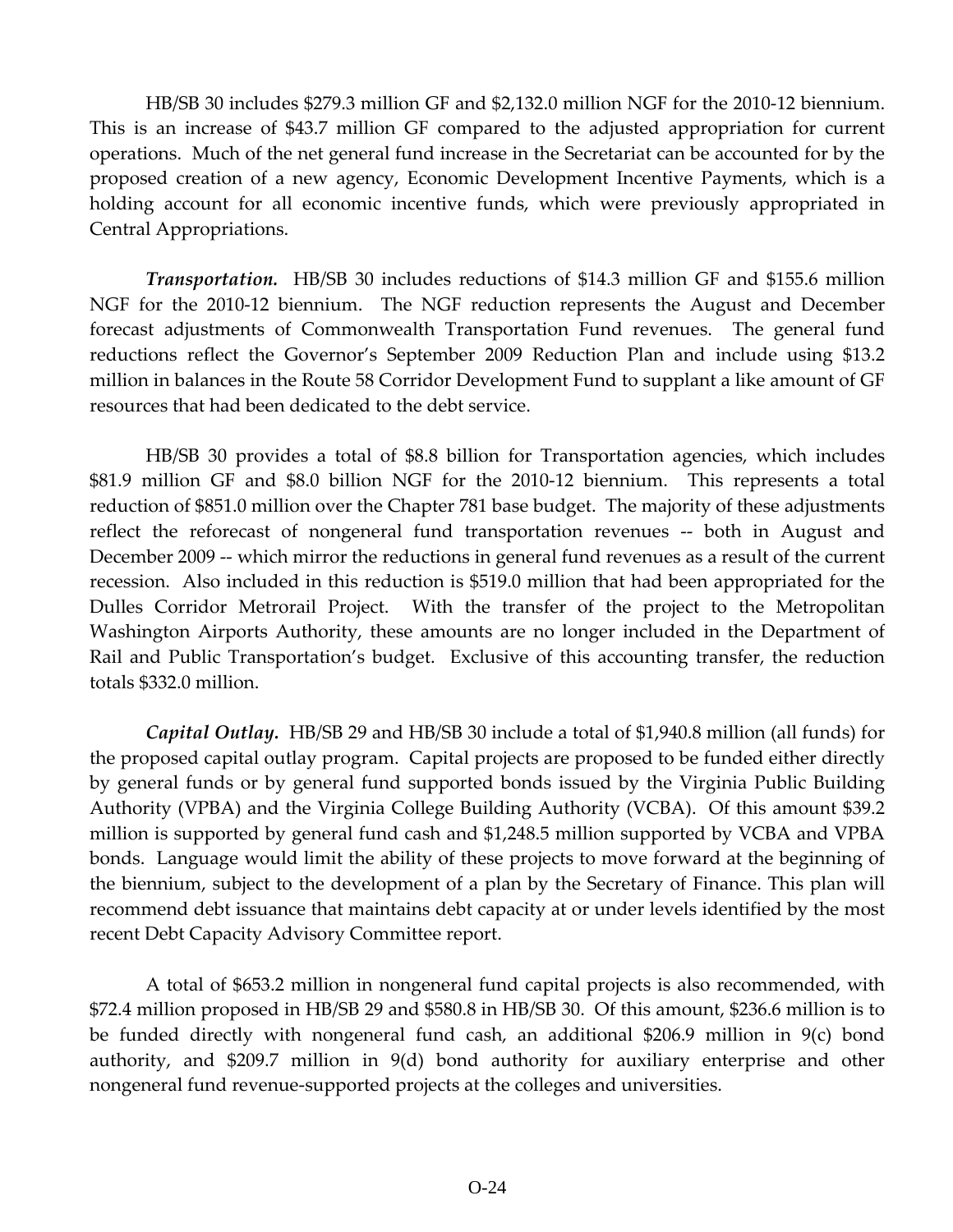HB/SB 30 includes $279.3 million GF and $2,132.0 million NGF for the 2010-12 biennium. This is an increase of $43.7 million GF compared to the adjusted appropriation for current operations. Much of the net general fund increase in the Secretariat can be accounted for by the proposed creation of a new agency, Economic Development Incentive Payments, which is a holding account for all economic incentive funds, which were previously appropriated in Central Appropriations.

***Transportation.*** HB/SB 30 includes reductions of $14.3 million GF and $155.6 million NGF for the 2010-12 biennium. The NGF reduction represents the August and December forecast adjustments of Commonwealth Transportation Fund revenues. The general fund reductions reflect the Governor's September 2009 Reduction Plan and include using $13.2 million in balances in the Route 58 Corridor Development Fund to supplant a like amount of GF resources that had been dedicated to the debt service.

HB/SB 30 provides a total of $8.8 billion for Transportation agencies, which includes $81.9 million GF and $8.0 billion NGF for the 2010-12 biennium. This represents a total reduction of $851.0 million over the Chapter 781 base budget. The majority of these adjustments reflect the reforecast of nongeneral fund transportation revenues -- both in August and December 2009 -- which mirror the reductions in general fund revenues as a result of the current recession. Also included in this reduction is $519.0 million that had been appropriated for the Dulles Corridor Metrorail Project. With the transfer of the project to the Metropolitan Washington Airports Authority, these amounts are no longer included in the Department of Rail and Public Transportation's budget. Exclusive of this accounting transfer, the reduction totals $332.0 million.

***Capital Outlay.*** HB/SB 29 and HB/SB 30 include a total of $1,940.8 million (all funds) for the proposed capital outlay program. Capital projects are proposed to be funded either directly by general funds or by general fund supported bonds issued by the Virginia Public Building Authority (VPBA) and the Virginia College Building Authority (VCBA). Of this amount $39.2 million is supported by general fund cash and $1,248.5 million supported by VCBA and VPBA bonds. Language would limit the ability of these projects to move forward at the beginning of the biennium, subject to the development of a plan by the Secretary of Finance. This plan will recommend debt issuance that maintains debt capacity at or under levels identified by the most recent Debt Capacity Advisory Committee report.

A total of $653.2 million in nongeneral fund capital projects is also recommended, with $72.4 million proposed in HB/SB 29 and $580.8 in HB/SB 30. Of this amount, $236.6 million is to be funded directly with nongeneral fund cash, an additional $206.9 million in 9(c) bond authority, and $209.7 million in 9(d) bond authority for auxiliary enterprise and other nongeneral fund revenue-supported projects at the colleges and universities.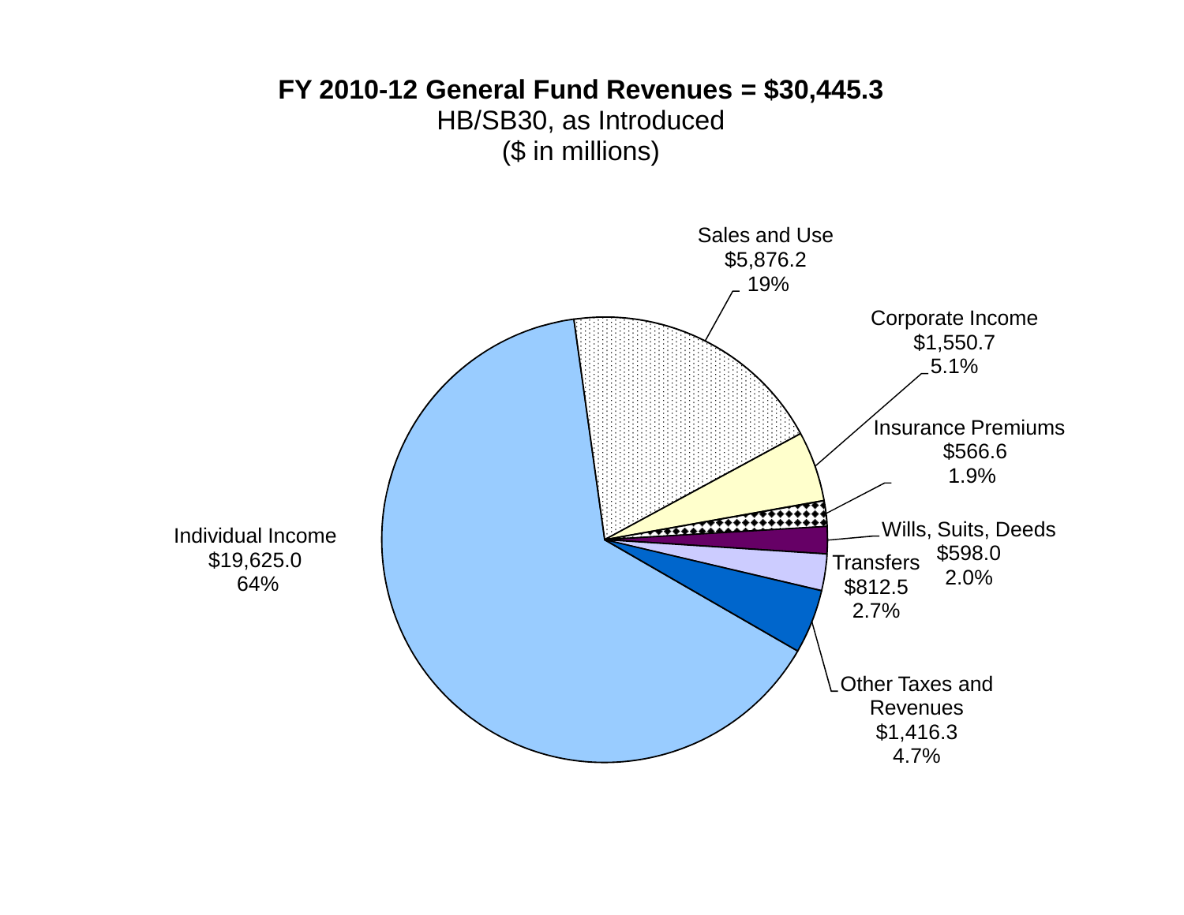**FY 2010-12 General Fund Revenues = $30,445.3**

HB/SB30, as Introduced

($ in millions)

| Category | Amount | Percent |
|---|---|---|
| Individual Income | $19,625.0 | 64% |
| Sales and Use | $5,876.2 | 19% |
| Corporate Income | $1,550.7 | 5.1% |
| Insurance Premiums | $566.6 | 1.9% |
| Wills, Suits, Deeds | $598.0 | 2.0% |
| Transfers | $812.5 | 2.7% |
| Other Taxes and Revenues | $1,416.3 | 4.7% |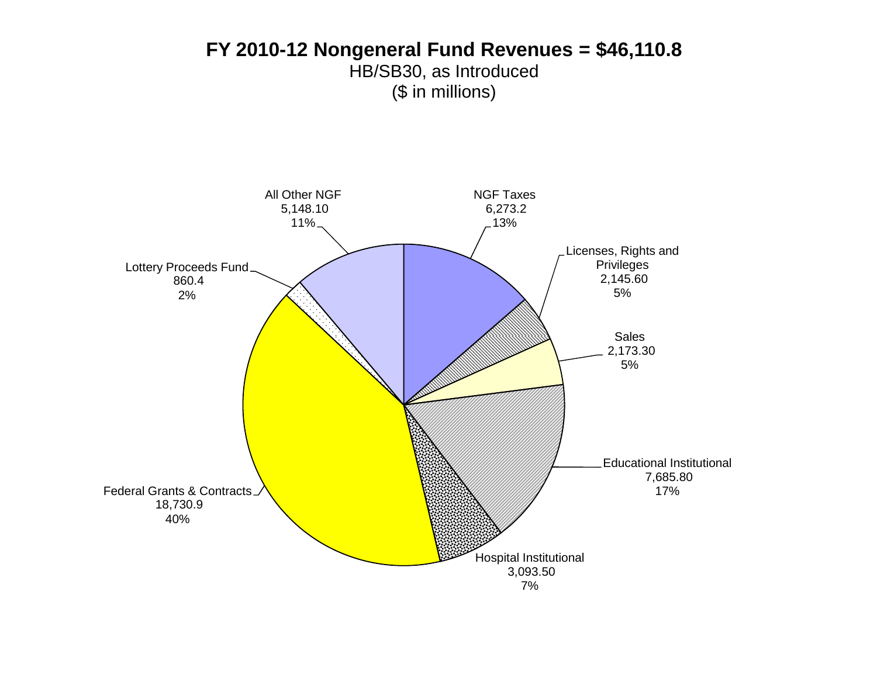# FY 2010-12 Nongeneral Fund Revenues = $46,110.8

HB/SB30, as Introduced

($ in millions)

| Category | Amount | Percent |
|---|---|---|
| NGF Taxes | 6,273.2 | 13% |
| Licenses, Rights and Privileges | 2,145.60 | 5% |
| Sales | 2,173.30 | 5% |
| Educational Institutional | 7,685.80 | 17% |
| Hospital Institutional | 3,093.50 | 7% |
| Federal Grants & Contracts | 18,730.9 | 40% |
| Lottery Proceeds Fund | 860.4 | 2% |
| All Other NGF | 5,148.10 | 11% |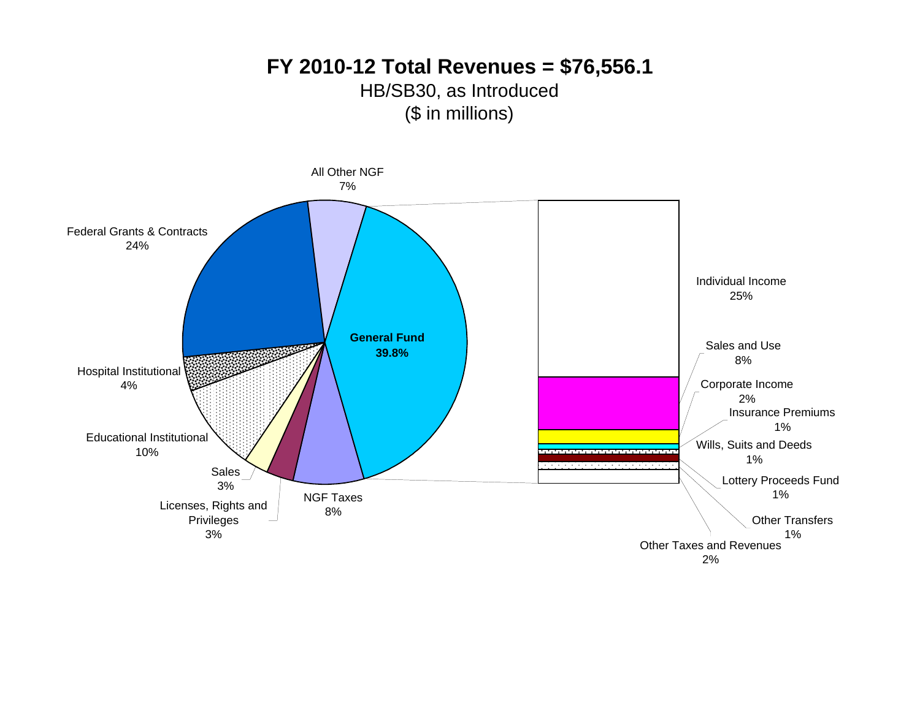# FY 2010-12 Total Revenues = $76,556.1

HB/SB30, as Introduced

($ in millions)

All Other NGF
7%

Federal Grants & Contracts
24%

Hospital Institutional
4%

Educational Institutional
10%

Sales
3%

Licenses, Rights and Privileges
3%

NGF Taxes
8%

**General Fund**
**39.8%**

Individual Income
25%

Sales and Use
8%

Corporate Income
2%

Insurance Premiums
1%

Wills, Suits and Deeds
1%

Lottery Proceeds Fund
1%

Other Transfers
1%

Other Taxes and Revenues
2%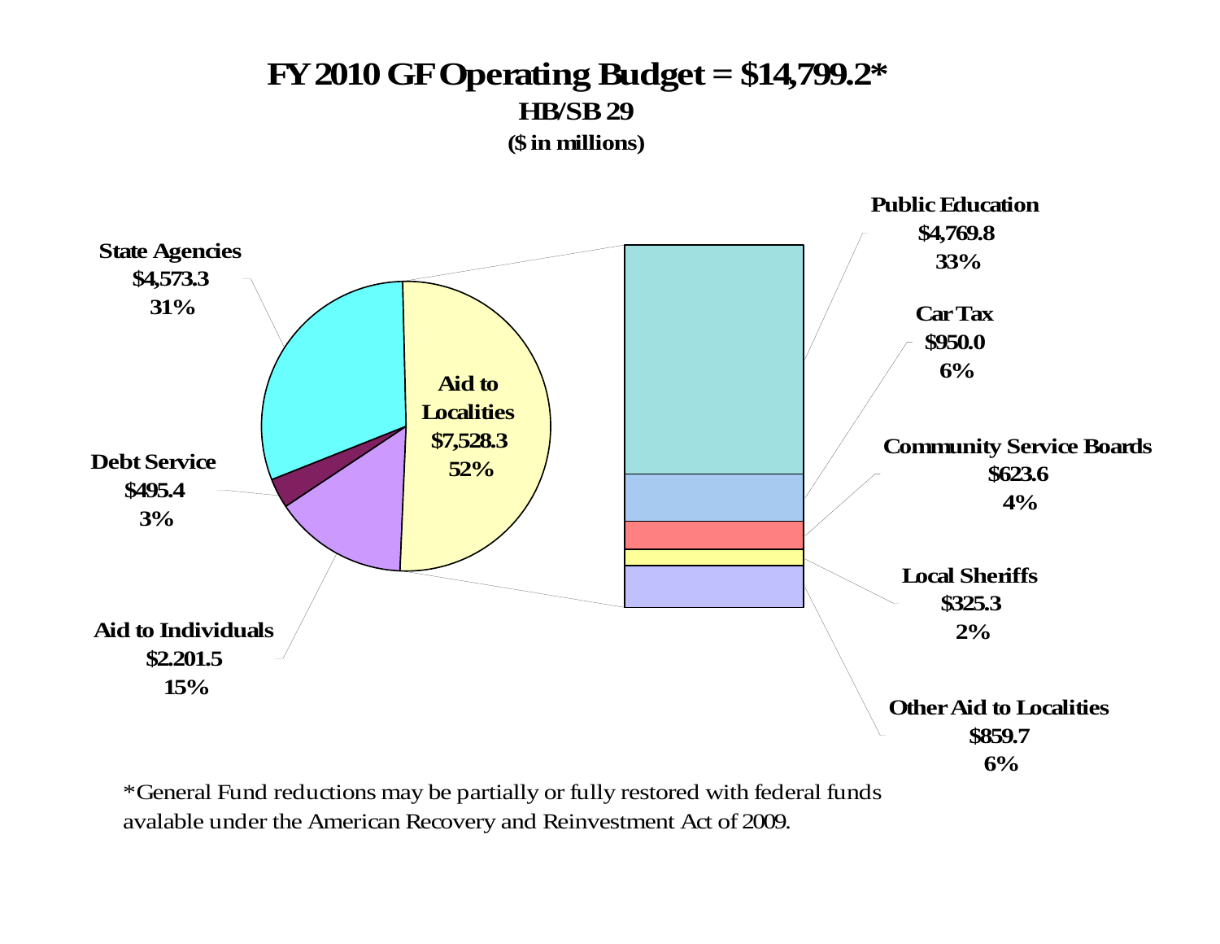# FY 2010 GF Operating Budget = $14,799.2*

**HB/SB 29**

**($ in millions)**

State Agencies
$4,573.3
31%

Debt Service
$495.4
3%

Aid to Individuals
$2,201.5
15%

Aid to Localities
$7,528.3
52%

Public Education
$4,769.8
33%

Car Tax
$950.0
6%

Community Service Boards
$623.6
4%

Local Sheriffs
$325.3
2%

Other Aid to Localities
$859.7
6%

*General Fund reductions may be partially or fully restored with federal funds avalable under the American Recovery and Reinvestment Act of 2009.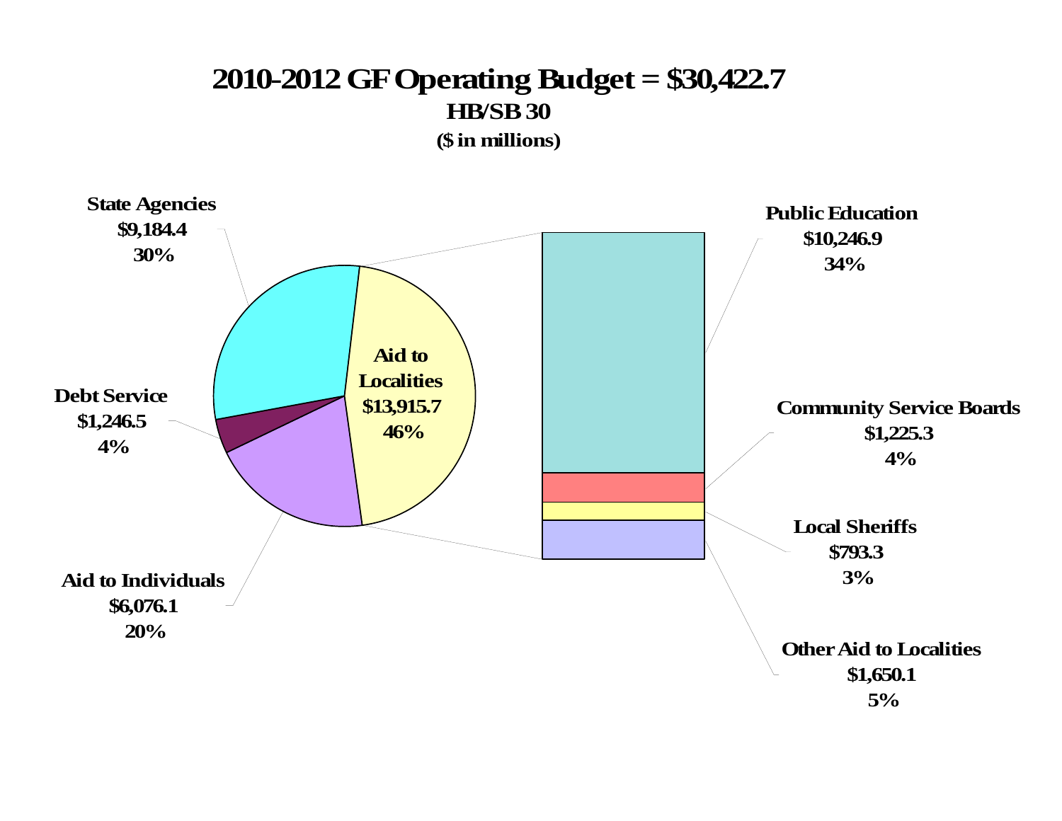# 2010-2012 GF Operating Budget = $30,422.7

**HB/SB 30**

**($ in millions)**

State Agencies
$9,184.4
30%

Aid to Localities
$13,915.7
46%

Debt Service
$1,246.5
4%

Aid to Individuals
$6,076.1
20%

Public Education
$10,246.9
34%

Community Service Boards
$1,225.3
4%

Local Sheriffs
$793.3
3%

Other Aid to Localities
$1,650.1
5%